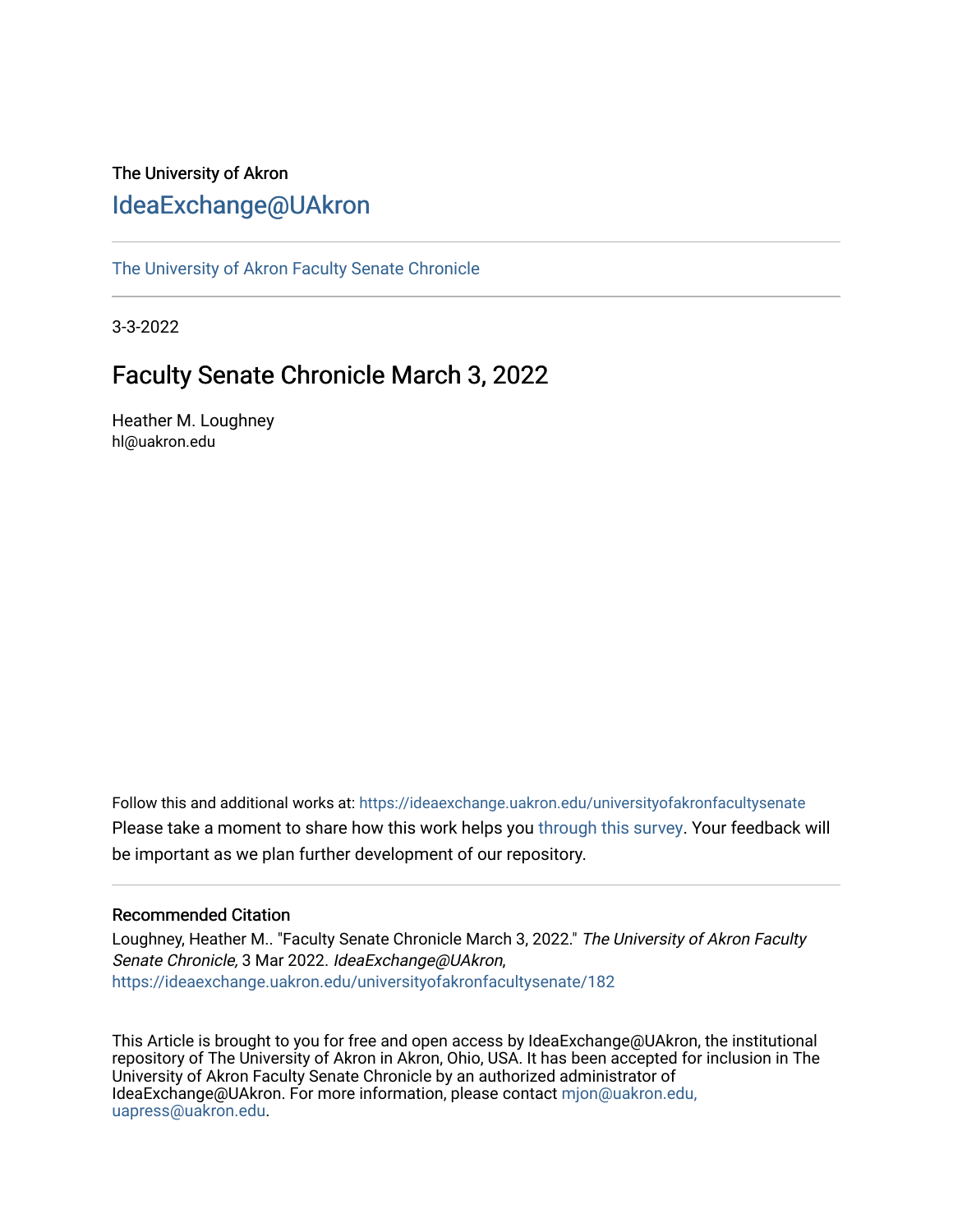The University of Akron

# IdeaExchange@UAkron

The University of Akron Faculty Senate Chronicle

3-3-2022

## Faculty Senate Chronicle March 3, 2022

Heather M. Loughney
hl@uakron.edu

Follow this and additional works at: https://ideaexchange.uakron.edu/universityofakronfacultysenate

Please take a moment to share how this work helps you through this survey. Your feedback will be important as we plan further development of our repository.

### Recommended Citation

Loughney, Heather M.. "Faculty Senate Chronicle March 3, 2022." *The University of Akron Faculty Senate Chronicle,* 3 Mar 2022. *IdeaExchange@UAkron*, https://ideaexchange.uakron.edu/universityofakronfacultysenate/182

This Article is brought to you for free and open access by IdeaExchange@UAkron, the institutional repository of The University of Akron in Akron, Ohio, USA. It has been accepted for inclusion in The University of Akron Faculty Senate Chronicle by an authorized administrator of IdeaExchange@UAkron. For more information, please contact mjon@uakron.edu, uapress@uakron.edu.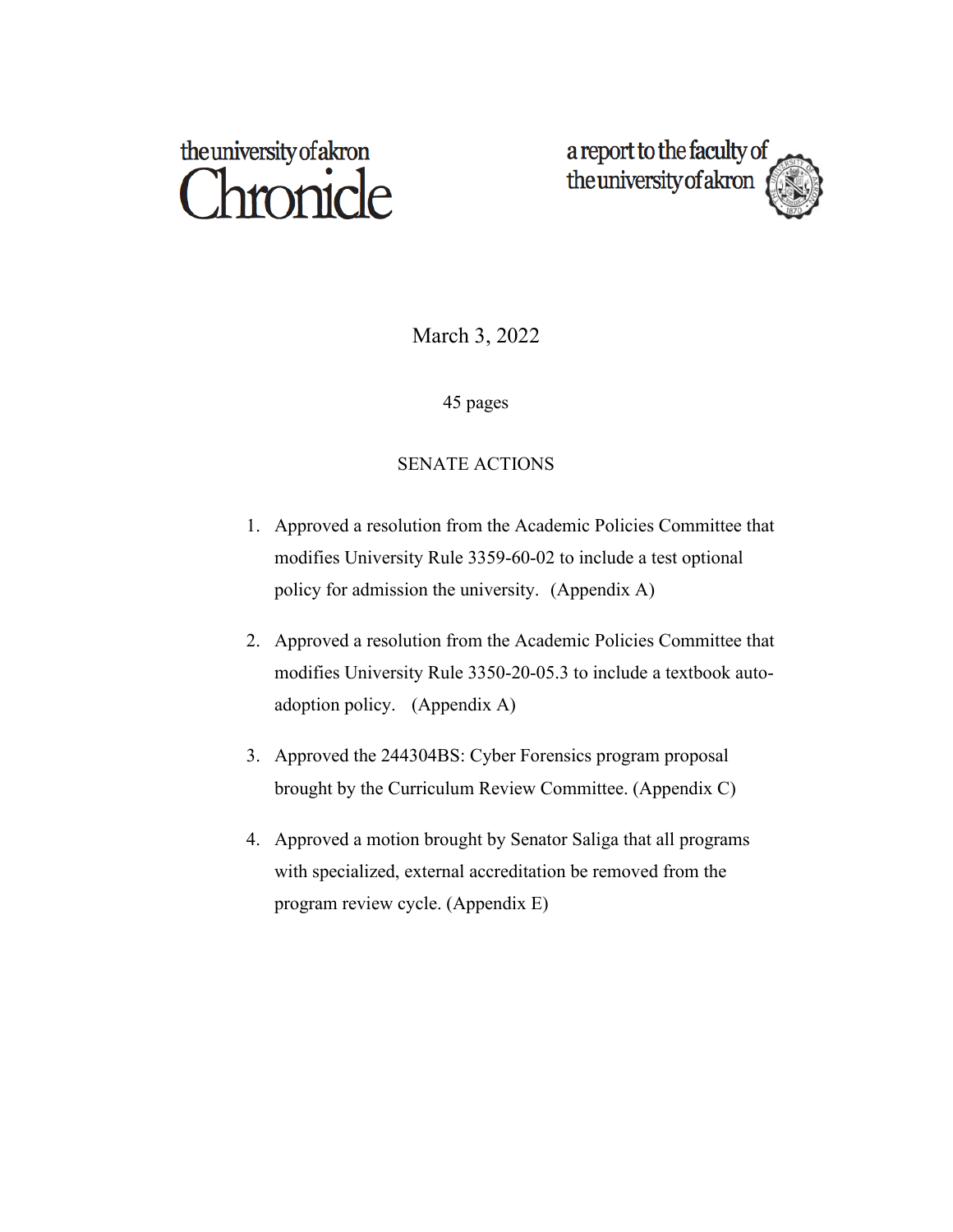the university of akron
# Chronicle

a report to the faculty of
the university of akron

March 3, 2022

45 pages

## SENATE ACTIONS

1. Approved a resolution from the Academic Policies Committee that modifies University Rule 3359-60-02 to include a test optional policy for admission the university. (Appendix A)

2. Approved a resolution from the Academic Policies Committee that modifies University Rule 3350-20-05.3 to include a textbook auto-adoption policy. (Appendix A)

3. Approved the 244304BS: Cyber Forensics program proposal brought by the Curriculum Review Committee. (Appendix C)

4. Approved a motion brought by Senator Saliga that all programs with specialized, external accreditation be removed from the program review cycle. (Appendix E)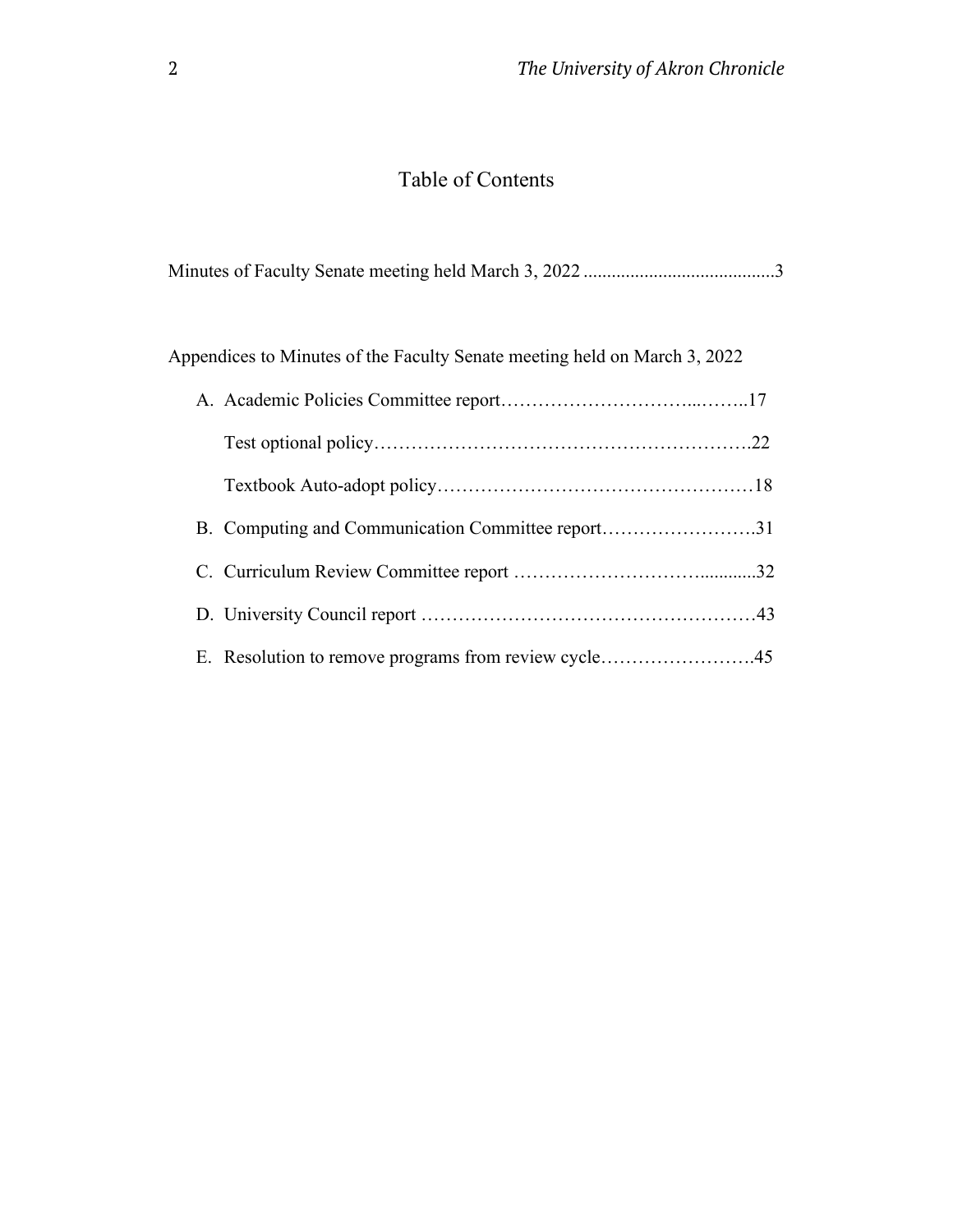# Table of Contents

Minutes of Faculty Senate meeting held March 3, 2022 ........................................3

Appendices to Minutes of the Faculty Senate meeting held on March 3, 2022

A. Academic Policies Committee report…………………………...……..17

   Test optional policy…………………………………………………….22

   Textbook Auto-adopt policy……………………………………………18

B. Computing and Communication Committee report…………………….31

C. Curriculum Review Committee report ………………………............32

D. University Council report ………………………………………………43

E. Resolution to remove programs from review cycle…………………….45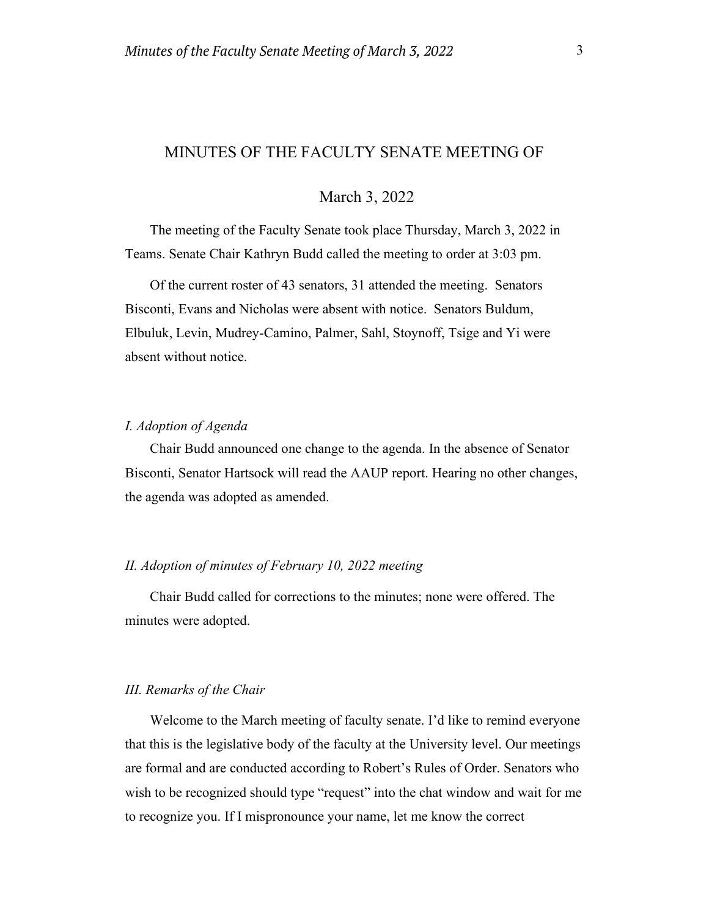# MINUTES OF THE FACULTY SENATE MEETING OF

## March 3, 2022

The meeting of the Faculty Senate took place Thursday, March 3, 2022 in Teams. Senate Chair Kathryn Budd called the meeting to order at 3:03 pm.

Of the current roster of 43 senators, 31 attended the meeting. Senators Bisconti, Evans and Nicholas were absent with notice. Senators Buldum, Elbuluk, Levin, Mudrey-Camino, Palmer, Sahl, Stoynoff, Tsige and Yi were absent without notice.

*I. Adoption of Agenda*

Chair Budd announced one change to the agenda. In the absence of Senator Bisconti, Senator Hartsock will read the AAUP report. Hearing no other changes, the agenda was adopted as amended.

*II. Adoption of minutes of February 10, 2022 meeting*

Chair Budd called for corrections to the minutes; none were offered. The minutes were adopted.

*III. Remarks of the Chair*

Welcome to the March meeting of faculty senate. I'd like to remind everyone that this is the legislative body of the faculty at the University level. Our meetings are formal and are conducted according to Robert's Rules of Order. Senators who wish to be recognized should type "request" into the chat window and wait for me to recognize you. If I mispronounce your name, let me know the correct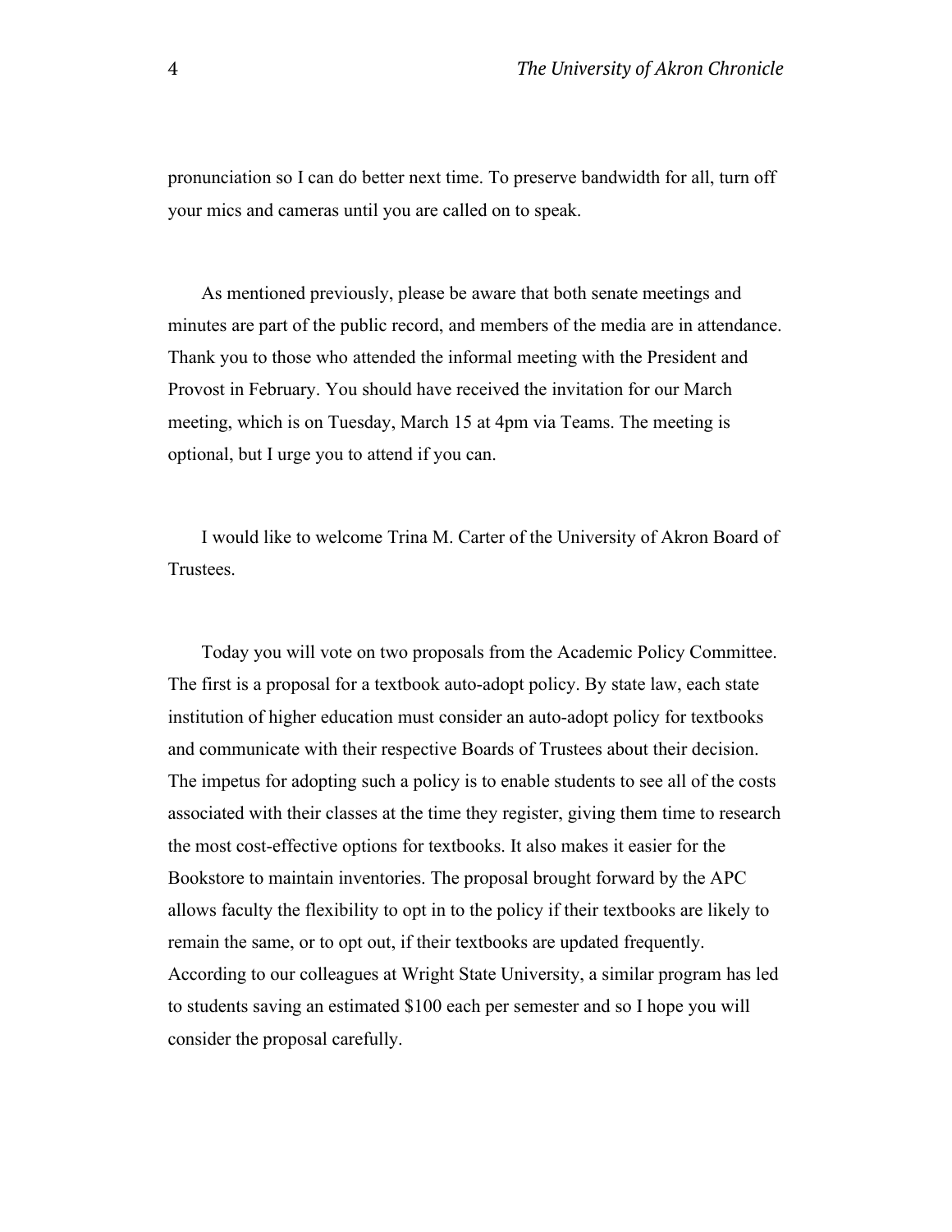pronunciation so I can do better next time. To preserve bandwidth for all, turn off your mics and cameras until you are called on to speak.

As mentioned previously, please be aware that both senate meetings and minutes are part of the public record, and members of the media are in attendance. Thank you to those who attended the informal meeting with the President and Provost in February. You should have received the invitation for our March meeting, which is on Tuesday, March 15 at 4pm via Teams. The meeting is optional, but I urge you to attend if you can.

I would like to welcome Trina M. Carter of the University of Akron Board of Trustees.

Today you will vote on two proposals from the Academic Policy Committee. The first is a proposal for a textbook auto-adopt policy. By state law, each state institution of higher education must consider an auto-adopt policy for textbooks and communicate with their respective Boards of Trustees about their decision. The impetus for adopting such a policy is to enable students to see all of the costs associated with their classes at the time they register, giving them time to research the most cost-effective options for textbooks. It also makes it easier for the Bookstore to maintain inventories. The proposal brought forward by the APC allows faculty the flexibility to opt in to the policy if their textbooks are likely to remain the same, or to opt out, if their textbooks are updated frequently. According to our colleagues at Wright State University, a similar program has led to students saving an estimated $100 each per semester and so I hope you will consider the proposal carefully.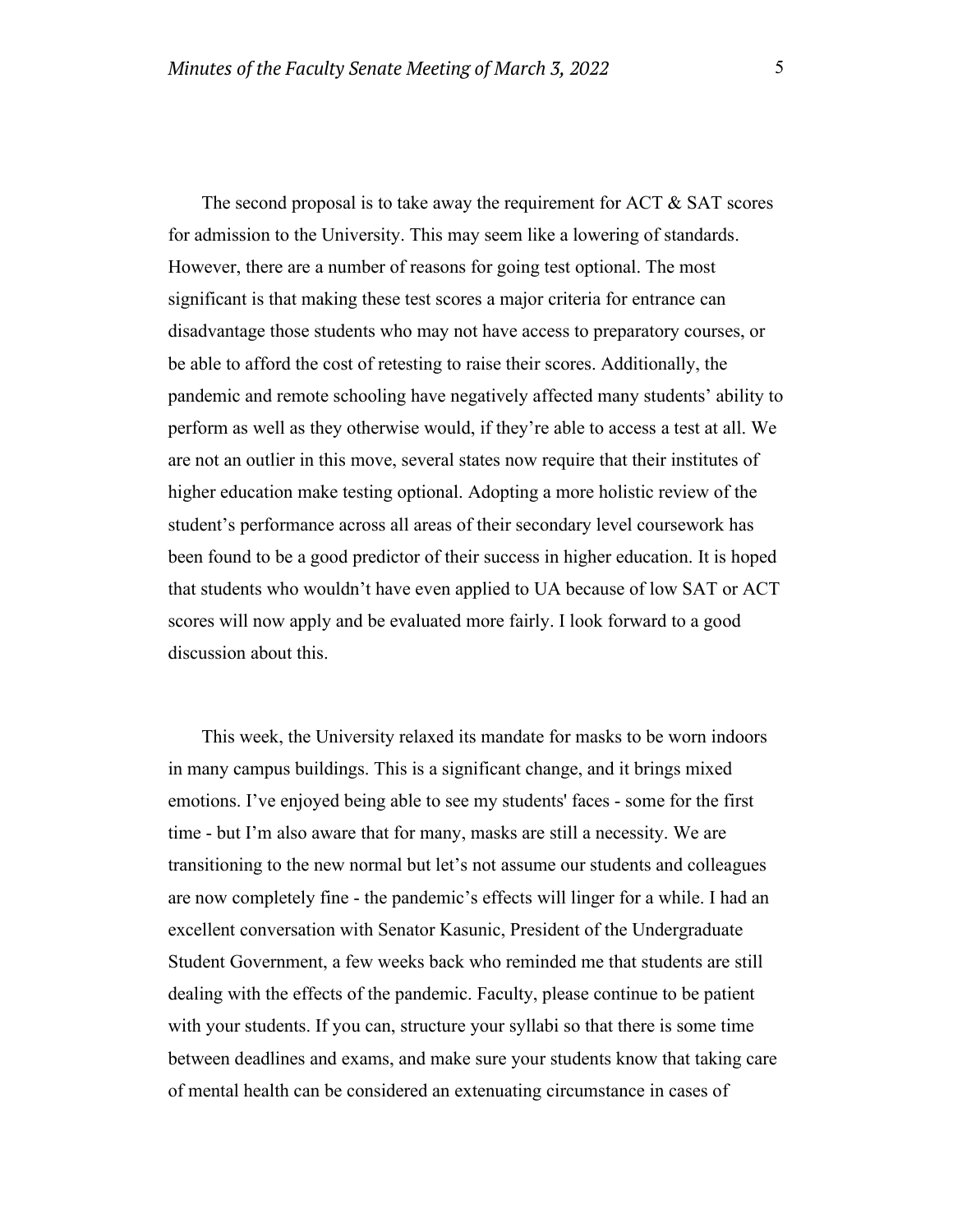The second proposal is to take away the requirement for ACT & SAT scores for admission to the University. This may seem like a lowering of standards. However, there are a number of reasons for going test optional. The most significant is that making these test scores a major criteria for entrance can disadvantage those students who may not have access to preparatory courses, or be able to afford the cost of retesting to raise their scores. Additionally, the pandemic and remote schooling have negatively affected many students' ability to perform as well as they otherwise would, if they're able to access a test at all. We are not an outlier in this move, several states now require that their institutes of higher education make testing optional. Adopting a more holistic review of the student's performance across all areas of their secondary level coursework has been found to be a good predictor of their success in higher education. It is hoped that students who wouldn't have even applied to UA because of low SAT or ACT scores will now apply and be evaluated more fairly. I look forward to a good discussion about this.

This week, the University relaxed its mandate for masks to be worn indoors in many campus buildings. This is a significant change, and it brings mixed emotions. I've enjoyed being able to see my students' faces - some for the first time - but I'm also aware that for many, masks are still a necessity. We are transitioning to the new normal but let's not assume our students and colleagues are now completely fine - the pandemic's effects will linger for a while. I had an excellent conversation with Senator Kasunic, President of the Undergraduate Student Government, a few weeks back who reminded me that students are still dealing with the effects of the pandemic. Faculty, please continue to be patient with your students. If you can, structure your syllabi so that there is some time between deadlines and exams, and make sure your students know that taking care of mental health can be considered an extenuating circumstance in cases of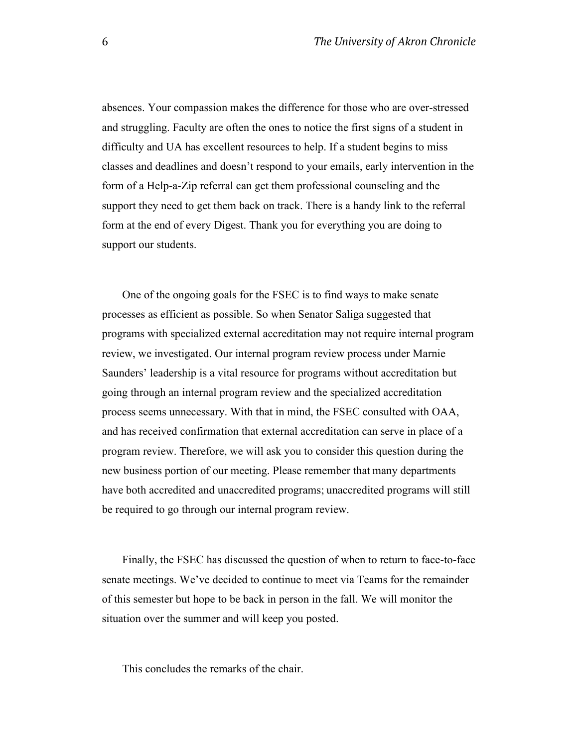absences. Your compassion makes the difference for those who are over-stressed and struggling. Faculty are often the ones to notice the first signs of a student in difficulty and UA has excellent resources to help. If a student begins to miss classes and deadlines and doesn't respond to your emails, early intervention in the form of a Help-a-Zip referral can get them professional counseling and the support they need to get them back on track. There is a handy link to the referral form at the end of every Digest. Thank you for everything you are doing to support our students.

One of the ongoing goals for the FSEC is to find ways to make senate processes as efficient as possible. So when Senator Saliga suggested that programs with specialized external accreditation may not require internal program review, we investigated. Our internal program review process under Marnie Saunders' leadership is a vital resource for programs without accreditation but going through an internal program review and the specialized accreditation process seems unnecessary. With that in mind, the FSEC consulted with OAA, and has received confirmation that external accreditation can serve in place of a program review. Therefore, we will ask you to consider this question during the new business portion of our meeting. Please remember that many departments have both accredited and unaccredited programs; unaccredited programs will still be required to go through our internal program review.

Finally, the FSEC has discussed the question of when to return to face-to-face senate meetings. We've decided to continue to meet via Teams for the remainder of this semester but hope to be back in person in the fall. We will monitor the situation over the summer and will keep you posted.

This concludes the remarks of the chair.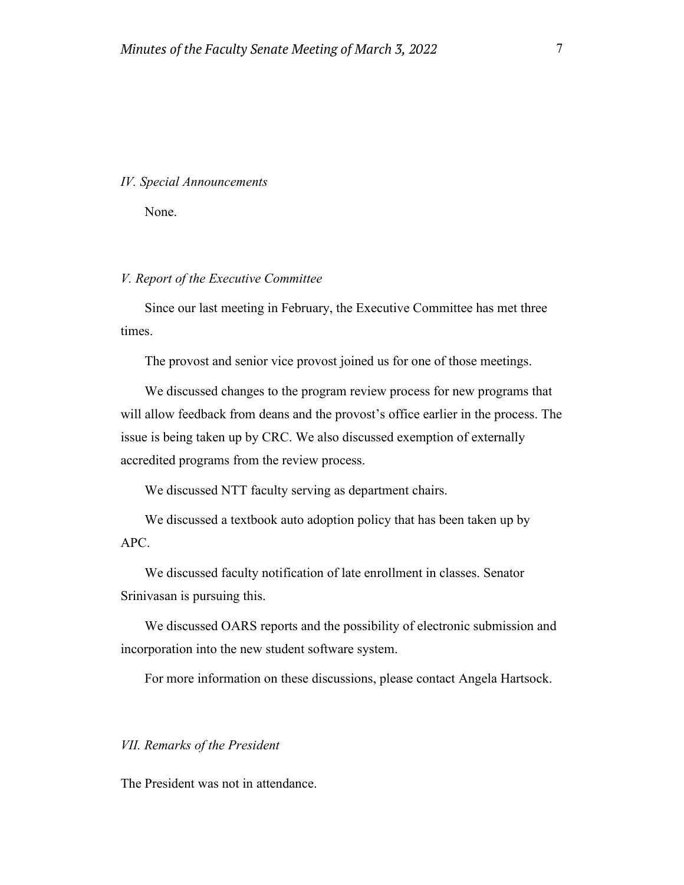*IV. Special Announcements*

None.

*V. Report of the Executive Committee*

Since our last meeting in February, the Executive Committee has met three times.

The provost and senior vice provost joined us for one of those meetings.

We discussed changes to the program review process for new programs that will allow feedback from deans and the provost's office earlier in the process. The issue is being taken up by CRC. We also discussed exemption of externally accredited programs from the review process.

We discussed NTT faculty serving as department chairs.

We discussed a textbook auto adoption policy that has been taken up by APC.

We discussed faculty notification of late enrollment in classes. Senator Srinivasan is pursuing this.

We discussed OARS reports and the possibility of electronic submission and incorporation into the new student software system.

For more information on these discussions, please contact Angela Hartsock.

*VII. Remarks of the President*

The President was not in attendance.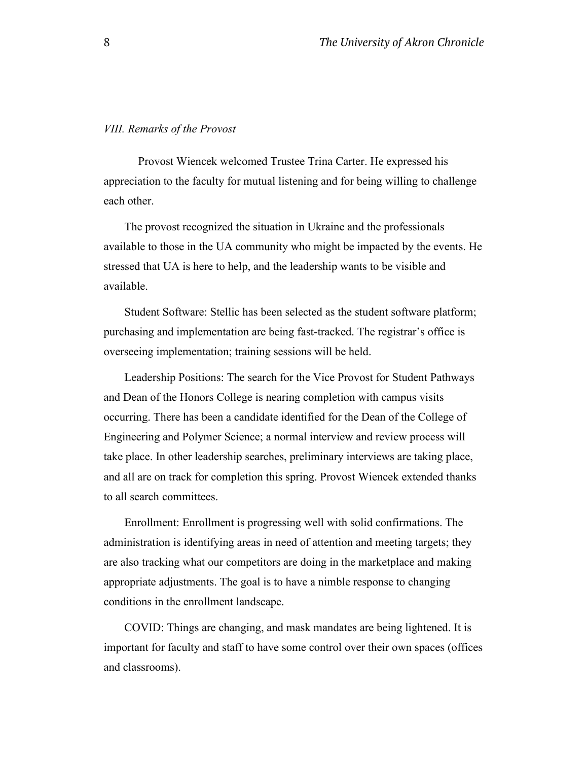*VIII. Remarks of the Provost*

Provost Wiencek welcomed Trustee Trina Carter. He expressed his appreciation to the faculty for mutual listening and for being willing to challenge each other.

The provost recognized the situation in Ukraine and the professionals available to those in the UA community who might be impacted by the events. He stressed that UA is here to help, and the leadership wants to be visible and available.

Student Software: Stellic has been selected as the student software platform; purchasing and implementation are being fast-tracked. The registrar's office is overseeing implementation; training sessions will be held.

Leadership Positions: The search for the Vice Provost for Student Pathways and Dean of the Honors College is nearing completion with campus visits occurring. There has been a candidate identified for the Dean of the College of Engineering and Polymer Science; a normal interview and review process will take place. In other leadership searches, preliminary interviews are taking place, and all are on track for completion this spring. Provost Wiencek extended thanks to all search committees.

Enrollment: Enrollment is progressing well with solid confirmations. The administration is identifying areas in need of attention and meeting targets; they are also tracking what our competitors are doing in the marketplace and making appropriate adjustments. The goal is to have a nimble response to changing conditions in the enrollment landscape.

COVID: Things are changing, and mask mandates are being lightened. It is important for faculty and staff to have some control over their own spaces (offices and classrooms).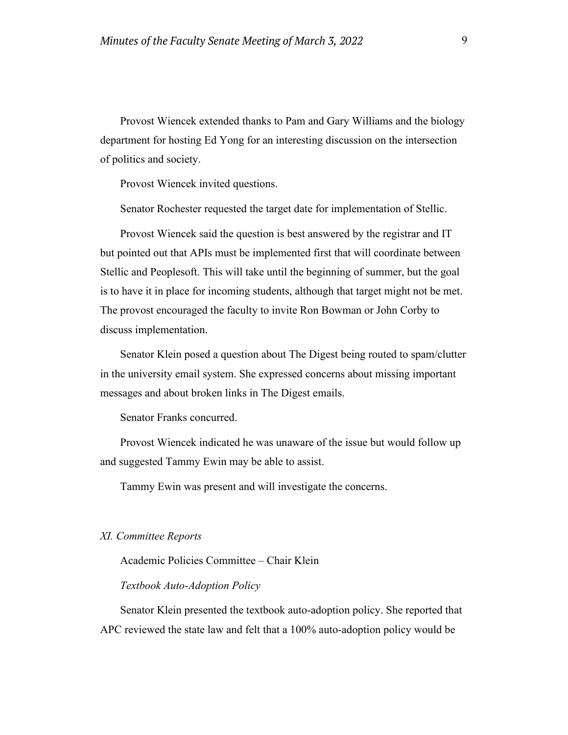Provost Wiencek extended thanks to Pam and Gary Williams and the biology department for hosting Ed Yong for an interesting discussion on the intersection of politics and society.

Provost Wiencek invited questions.

Senator Rochester requested the target date for implementation of Stellic.

Provost Wiencek said the question is best answered by the registrar and IT but pointed out that APIs must be implemented first that will coordinate between Stellic and Peoplesoft. This will take until the beginning of summer, but the goal is to have it in place for incoming students, although that target might not be met. The provost encouraged the faculty to invite Ron Bowman or John Corby to discuss implementation.

Senator Klein posed a question about The Digest being routed to spam/clutter in the university email system. She expressed concerns about missing important messages and about broken links in The Digest emails.

Senator Franks concurred.

Provost Wiencek indicated he was unaware of the issue but would follow up and suggested Tammy Ewin may be able to assist.

Tammy Ewin was present and will investigate the concerns.

*XI. Committee Reports*

Academic Policies Committee – Chair Klein

*Textbook Auto-Adoption Policy*

Senator Klein presented the textbook auto-adoption policy. She reported that APC reviewed the state law and felt that a 100% auto-adoption policy would be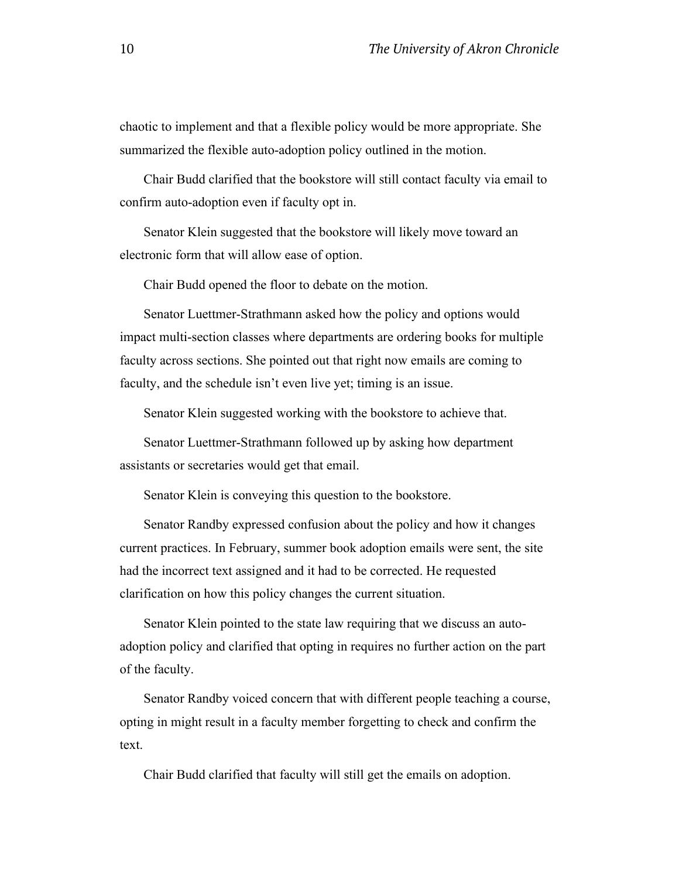chaotic to implement and that a flexible policy would be more appropriate. She summarized the flexible auto-adoption policy outlined in the motion.

Chair Budd clarified that the bookstore will still contact faculty via email to confirm auto-adoption even if faculty opt in.

Senator Klein suggested that the bookstore will likely move toward an electronic form that will allow ease of option.

Chair Budd opened the floor to debate on the motion.

Senator Luettmer-Strathmann asked how the policy and options would impact multi-section classes where departments are ordering books for multiple faculty across sections. She pointed out that right now emails are coming to faculty, and the schedule isn't even live yet; timing is an issue.

Senator Klein suggested working with the bookstore to achieve that.

Senator Luettmer-Strathmann followed up by asking how department assistants or secretaries would get that email.

Senator Klein is conveying this question to the bookstore.

Senator Randby expressed confusion about the policy and how it changes current practices. In February, summer book adoption emails were sent, the site had the incorrect text assigned and it had to be corrected. He requested clarification on how this policy changes the current situation.

Senator Klein pointed to the state law requiring that we discuss an auto-adoption policy and clarified that opting in requires no further action on the part of the faculty.

Senator Randby voiced concern that with different people teaching a course, opting in might result in a faculty member forgetting to check and confirm the text.

Chair Budd clarified that faculty will still get the emails on adoption.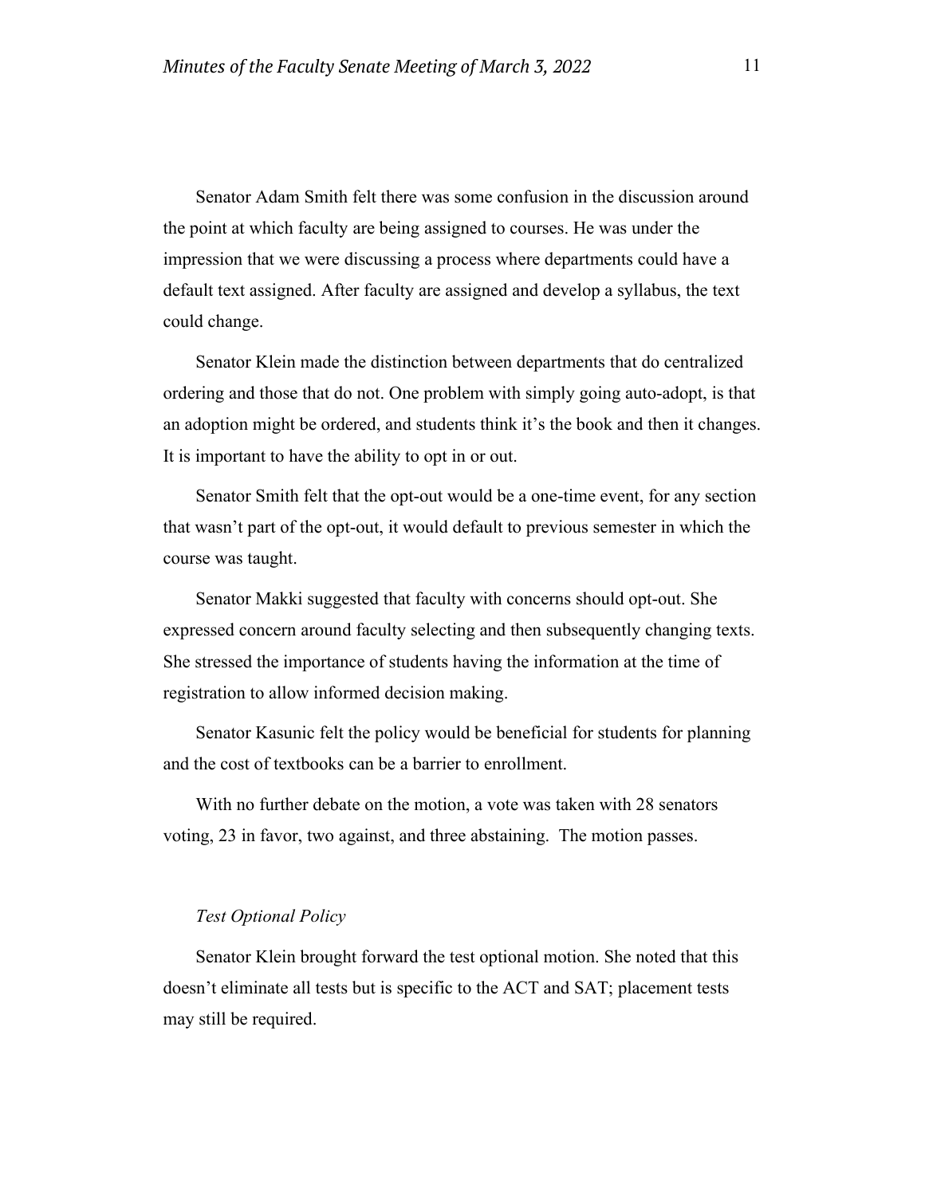Senator Adam Smith felt there was some confusion in the discussion around the point at which faculty are being assigned to courses. He was under the impression that we were discussing a process where departments could have a default text assigned. After faculty are assigned and develop a syllabus, the text could change.

Senator Klein made the distinction between departments that do centralized ordering and those that do not. One problem with simply going auto-adopt, is that an adoption might be ordered, and students think it's the book and then it changes. It is important to have the ability to opt in or out.

Senator Smith felt that the opt-out would be a one-time event, for any section that wasn't part of the opt-out, it would default to previous semester in which the course was taught.

Senator Makki suggested that faculty with concerns should opt-out. She expressed concern around faculty selecting and then subsequently changing texts. She stressed the importance of students having the information at the time of registration to allow informed decision making.

Senator Kasunic felt the policy would be beneficial for students for planning and the cost of textbooks can be a barrier to enrollment.

With no further debate on the motion, a vote was taken with 28 senators voting, 23 in favor, two against, and three abstaining. The motion passes.

*Test Optional Policy*

Senator Klein brought forward the test optional motion. She noted that this doesn't eliminate all tests but is specific to the ACT and SAT; placement tests may still be required.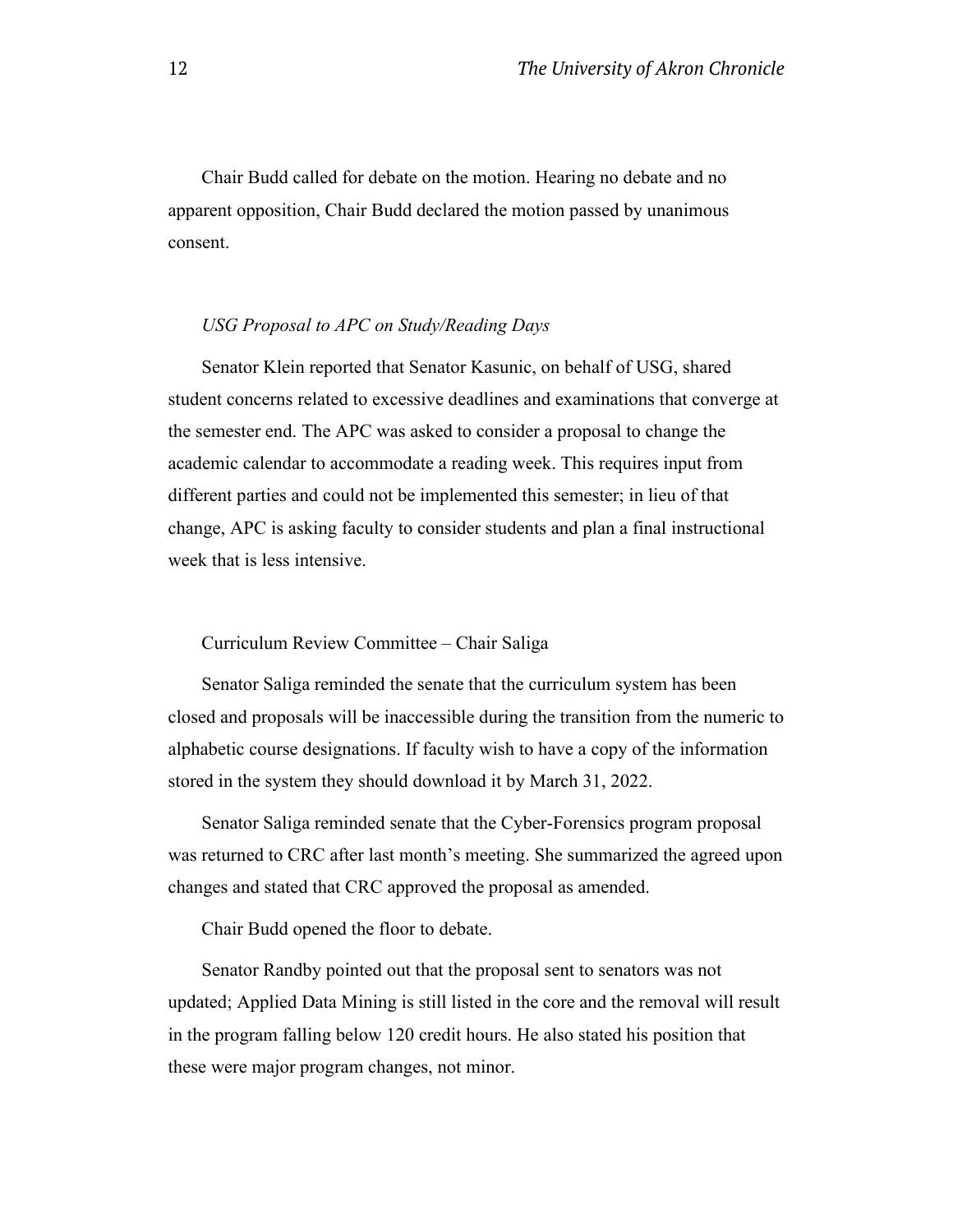Chair Budd called for debate on the motion. Hearing no debate and no apparent opposition, Chair Budd declared the motion passed by unanimous consent.

*USG Proposal to APC on Study/Reading Days*

Senator Klein reported that Senator Kasunic, on behalf of USG, shared student concerns related to excessive deadlines and examinations that converge at the semester end. The APC was asked to consider a proposal to change the academic calendar to accommodate a reading week. This requires input from different parties and could not be implemented this semester; in lieu of that change, APC is asking faculty to consider students and plan a final instructional week that is less intensive.

Curriculum Review Committee – Chair Saliga

Senator Saliga reminded the senate that the curriculum system has been closed and proposals will be inaccessible during the transition from the numeric to alphabetic course designations. If faculty wish to have a copy of the information stored in the system they should download it by March 31, 2022.

Senator Saliga reminded senate that the Cyber-Forensics program proposal was returned to CRC after last month's meeting. She summarized the agreed upon changes and stated that CRC approved the proposal as amended.

Chair Budd opened the floor to debate.

Senator Randby pointed out that the proposal sent to senators was not updated; Applied Data Mining is still listed in the core and the removal will result in the program falling below 120 credit hours. He also stated his position that these were major program changes, not minor.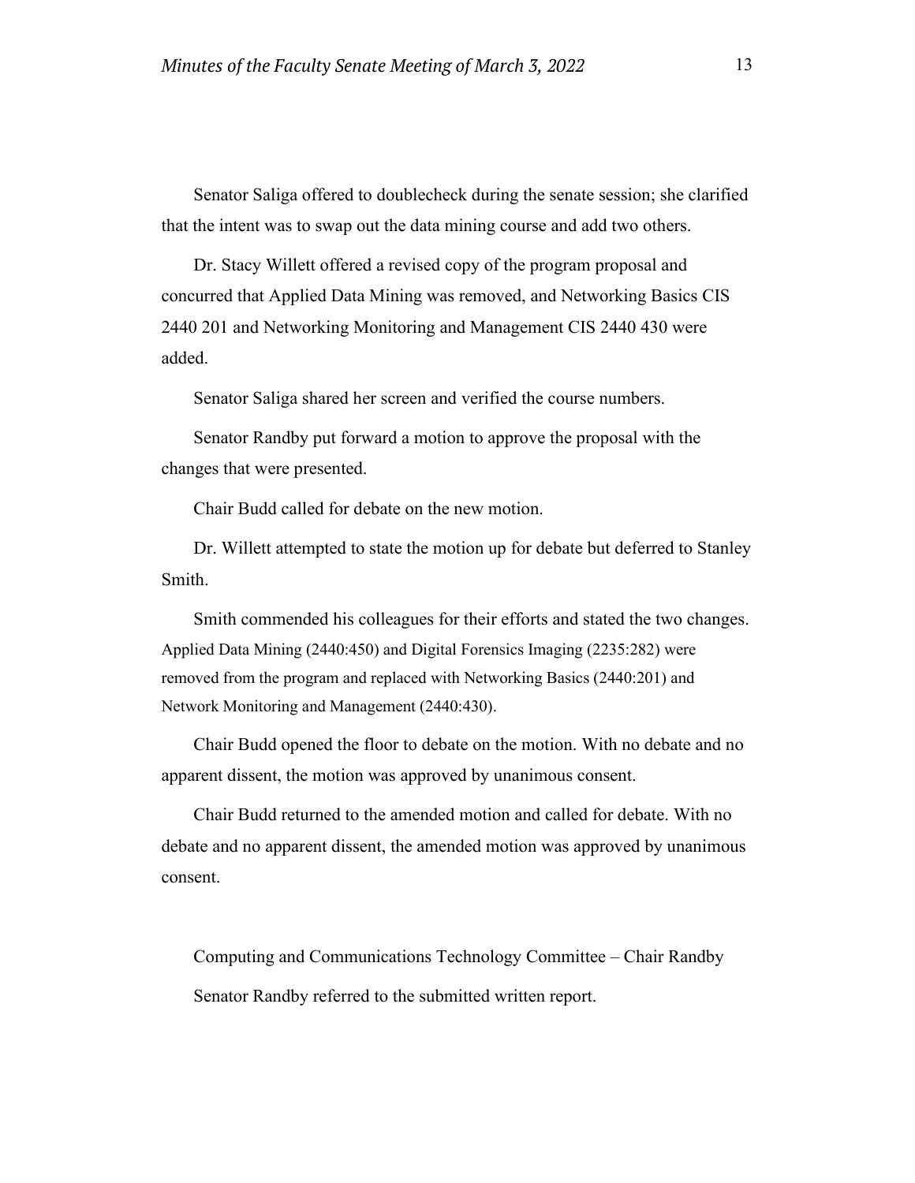Senator Saliga offered to doublecheck during the senate session; she clarified that the intent was to swap out the data mining course and add two others.

Dr. Stacy Willett offered a revised copy of the program proposal and concurred that Applied Data Mining was removed, and Networking Basics CIS 2440 201 and Networking Monitoring and Management CIS 2440 430 were added.

Senator Saliga shared her screen and verified the course numbers.

Senator Randby put forward a motion to approve the proposal with the changes that were presented.

Chair Budd called for debate on the new motion.

Dr. Willett attempted to state the motion up for debate but deferred to Stanley Smith.

Smith commended his colleagues for their efforts and stated the two changes. Applied Data Mining (2440:450) and Digital Forensics Imaging (2235:282) were removed from the program and replaced with Networking Basics (2440:201) and Network Monitoring and Management (2440:430).

Chair Budd opened the floor to debate on the motion. With no debate and no apparent dissent, the motion was approved by unanimous consent.

Chair Budd returned to the amended motion and called for debate. With no debate and no apparent dissent, the amended motion was approved by unanimous consent.

Computing and Communications Technology Committee – Chair Randby

Senator Randby referred to the submitted written report.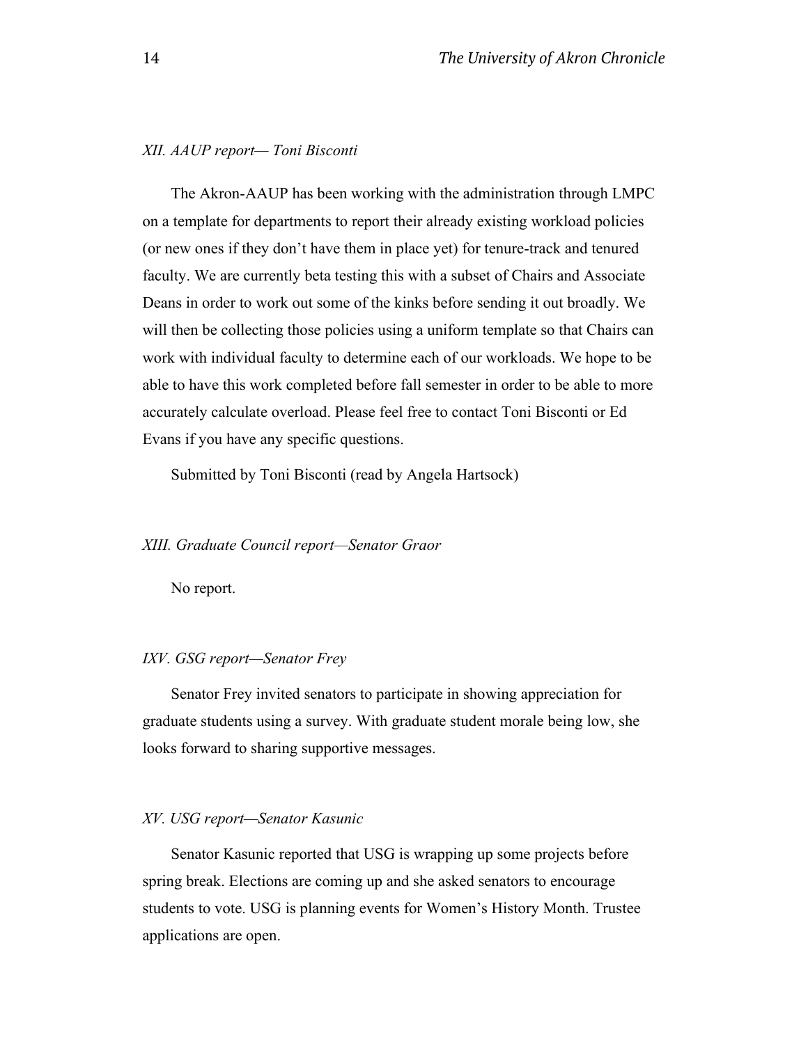*XII. AAUP report— Toni Bisconti*

The Akron-AAUP has been working with the administration through LMPC on a template for departments to report their already existing workload policies (or new ones if they don't have them in place yet) for tenure-track and tenured faculty. We are currently beta testing this with a subset of Chairs and Associate Deans in order to work out some of the kinks before sending it out broadly. We will then be collecting those policies using a uniform template so that Chairs can work with individual faculty to determine each of our workloads. We hope to be able to have this work completed before fall semester in order to be able to more accurately calculate overload. Please feel free to contact Toni Bisconti or Ed Evans if you have any specific questions.

Submitted by Toni Bisconti (read by Angela Hartsock)

*XIII. Graduate Council report—Senator Graor*

No report.

*IXV. GSG report—Senator Frey*

Senator Frey invited senators to participate in showing appreciation for graduate students using a survey. With graduate student morale being low, she looks forward to sharing supportive messages.

*XV. USG report—Senator Kasunic*

Senator Kasunic reported that USG is wrapping up some projects before spring break. Elections are coming up and she asked senators to encourage students to vote. USG is planning events for Women's History Month. Trustee applications are open.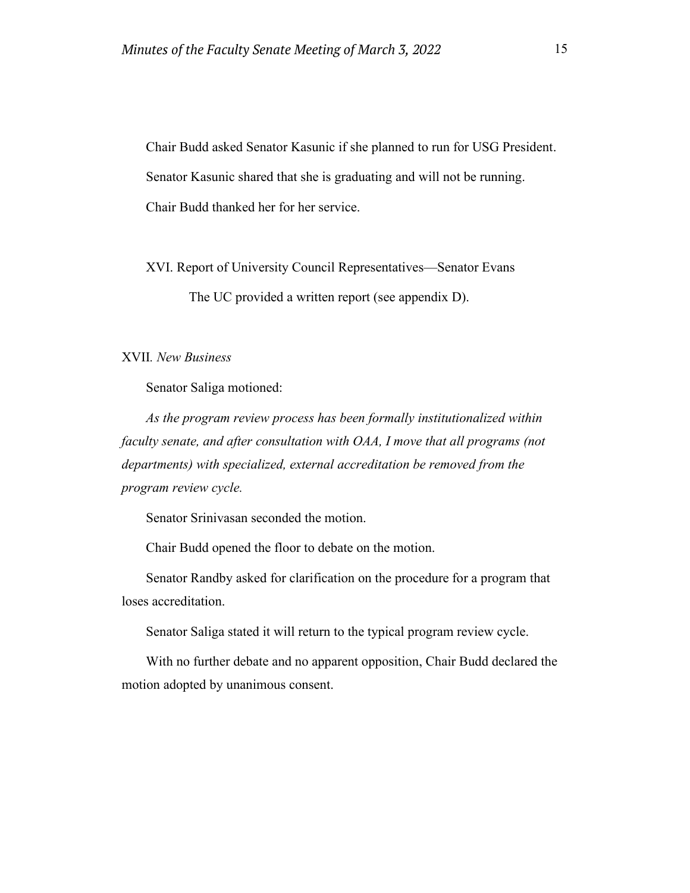Chair Budd asked Senator Kasunic if she planned to run for USG President.

Senator Kasunic shared that she is graduating and will not be running.

Chair Budd thanked her for her service.

XVI. Report of University Council Representatives—Senator Evans

The UC provided a written report (see appendix D).

XVII. *New Business*

Senator Saliga motioned:

*As the program review process has been formally institutionalized within faculty senate, and after consultation with OAA, I move that all programs (not departments) with specialized, external accreditation be removed from the program review cycle.*

Senator Srinivasan seconded the motion.

Chair Budd opened the floor to debate on the motion.

Senator Randby asked for clarification on the procedure for a program that loses accreditation.

Senator Saliga stated it will return to the typical program review cycle.

With no further debate and no apparent opposition, Chair Budd declared the motion adopted by unanimous consent.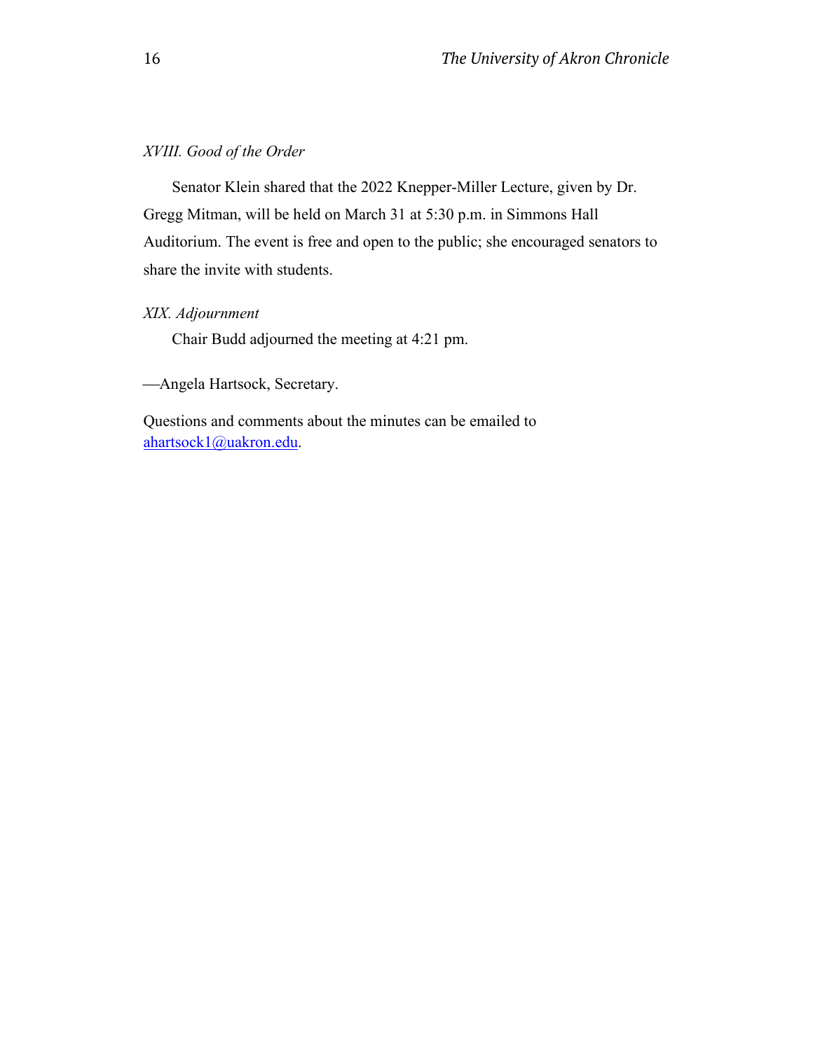*XVIII. Good of the Order*

Senator Klein shared that the 2022 Knepper-Miller Lecture, given by Dr. Gregg Mitman, will be held on March 31 at 5:30 p.m. in Simmons Hall Auditorium. The event is free and open to the public; she encouraged senators to share the invite with students.

*XIX. Adjournment*

Chair Budd adjourned the meeting at 4:21 pm.

—Angela Hartsock, Secretary.

Questions and comments about the minutes can be emailed to ahartsock1@uakron.edu.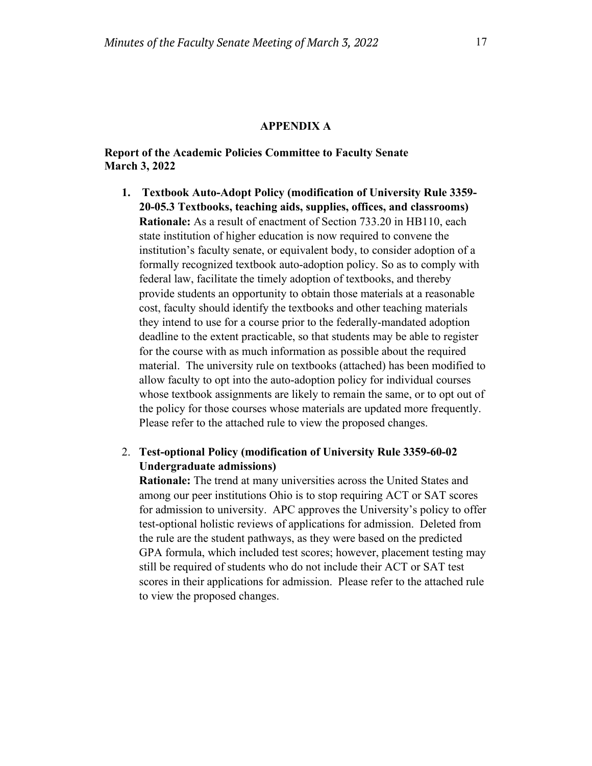## APPENDIX A

**Report of the Academic Policies Committee to Faculty Senate**
**March 3, 2022**

1. **Textbook Auto-Adopt Policy (modification of University Rule 3359-20-05.3 Textbooks, teaching aids, supplies, offices, and classrooms)**
   **Rationale:** As a result of enactment of Section 733.20 in HB110, each state institution of higher education is now required to convene the institution's faculty senate, or equivalent body, to consider adoption of a formally recognized textbook auto-adoption policy. So as to comply with federal law, facilitate the timely adoption of textbooks, and thereby provide students an opportunity to obtain those materials at a reasonable cost, faculty should identify the textbooks and other teaching materials they intend to use for a course prior to the federally-mandated adoption deadline to the extent practicable, so that students may be able to register for the course with as much information as possible about the required material. The university rule on textbooks (attached) has been modified to allow faculty to opt into the auto-adoption policy for individual courses whose textbook assignments are likely to remain the same, or to opt out of the policy for those courses whose materials are updated more frequently. Please refer to the attached rule to view the proposed changes.

2. **Test-optional Policy (modification of University Rule 3359-60-02 Undergraduate admissions)**
   **Rationale:** The trend at many universities across the United States and among our peer institutions Ohio is to stop requiring ACT or SAT scores for admission to university. APC approves the University's policy to offer test-optional holistic reviews of applications for admission. Deleted from the rule are the student pathways, as they were based on the predicted GPA formula, which included test scores; however, placement testing may still be required of students who do not include their ACT or SAT test scores in their applications for admission. Please refer to the attached rule to view the proposed changes.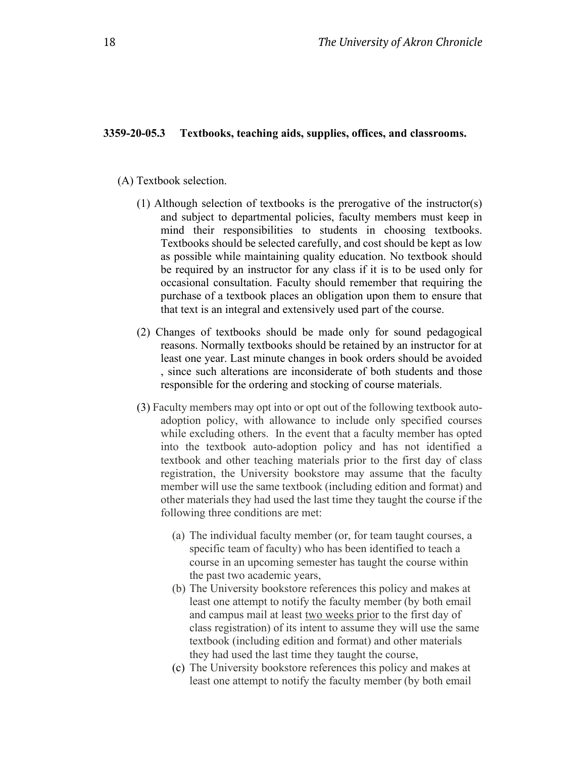**3359-20-05.3 Textbooks, teaching aids, supplies, offices, and classrooms.**

(A) Textbook selection.

(1) Although selection of textbooks is the prerogative of the instructor(s) and subject to departmental policies, faculty members must keep in mind their responsibilities to students in choosing textbooks. Textbooks should be selected carefully, and cost should be kept as low as possible while maintaining quality education. No textbook should be required by an instructor for any class if it is to be used only for occasional consultation. Faculty should remember that requiring the purchase of a textbook places an obligation upon them to ensure that that text is an integral and extensively used part of the course.

(2) Changes of textbooks should be made only for sound pedagogical reasons. Normally textbooks should be retained by an instructor for at least one year. Last minute changes in book orders should be avoided , since such alterations are inconsiderate of both students and those responsible for the ordering and stocking of course materials.

(3) Faculty members may opt into or opt out of the following textbook auto-adoption policy, with allowance to include only specified courses while excluding others. In the event that a faculty member has opted into the textbook auto-adoption policy and has not identified a textbook and other teaching materials prior to the first day of class registration, the University bookstore may assume that the faculty member will use the same textbook (including edition and format) and other materials they had used the last time they taught the course if the following three conditions are met:

(a) The individual faculty member (or, for team taught courses, a specific team of faculty) who has been identified to teach a course in an upcoming semester has taught the course within the past two academic years,

(b) The University bookstore references this policy and makes at least one attempt to notify the faculty member (by both email and campus mail at least <u>two weeks prior</u> to the first day of class registration) of its intent to assume they will use the same textbook (including edition and format) and other materials they had used the last time they taught the course,

(c) The University bookstore references this policy and makes at least one attempt to notify the faculty member (by both email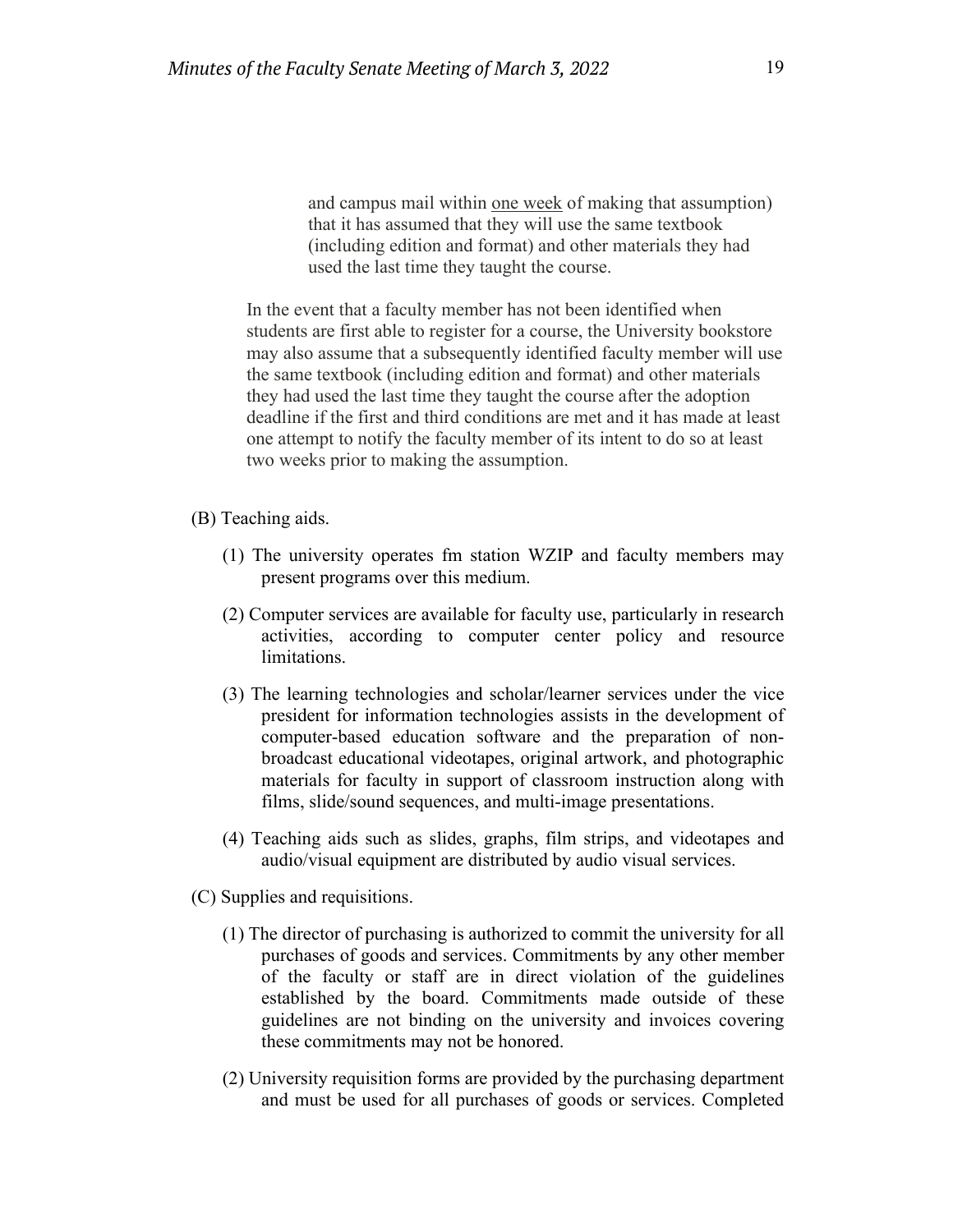and campus mail within <u>one week</u> of making that assumption) that it has assumed that they will use the same textbook (including edition and format) and other materials they had used the last time they taught the course.

In the event that a faculty member has not been identified when students are first able to register for a course, the University bookstore may also assume that a subsequently identified faculty member will use the same textbook (including edition and format) and other materials they had used the last time they taught the course after the adoption deadline if the first and third conditions are met and it has made at least one attempt to notify the faculty member of its intent to do so at least two weeks prior to making the assumption.

(B) Teaching aids.

(1) The university operates fm station WZIP and faculty members may present programs over this medium.

(2) Computer services are available for faculty use, particularly in research activities, according to computer center policy and resource limitations.

(3) The learning technologies and scholar/learner services under the vice president for information technologies assists in the development of computer-based education software and the preparation of non-broadcast educational videotapes, original artwork, and photographic materials for faculty in support of classroom instruction along with films, slide/sound sequences, and multi-image presentations.

(4) Teaching aids such as slides, graphs, film strips, and videotapes and audio/visual equipment are distributed by audio visual services.

(C) Supplies and requisitions.

(1) The director of purchasing is authorized to commit the university for all purchases of goods and services. Commitments by any other member of the faculty or staff are in direct violation of the guidelines established by the board. Commitments made outside of these guidelines are not binding on the university and invoices covering these commitments may not be honored.

(2) University requisition forms are provided by the purchasing department and must be used for all purchases of goods or services. Completed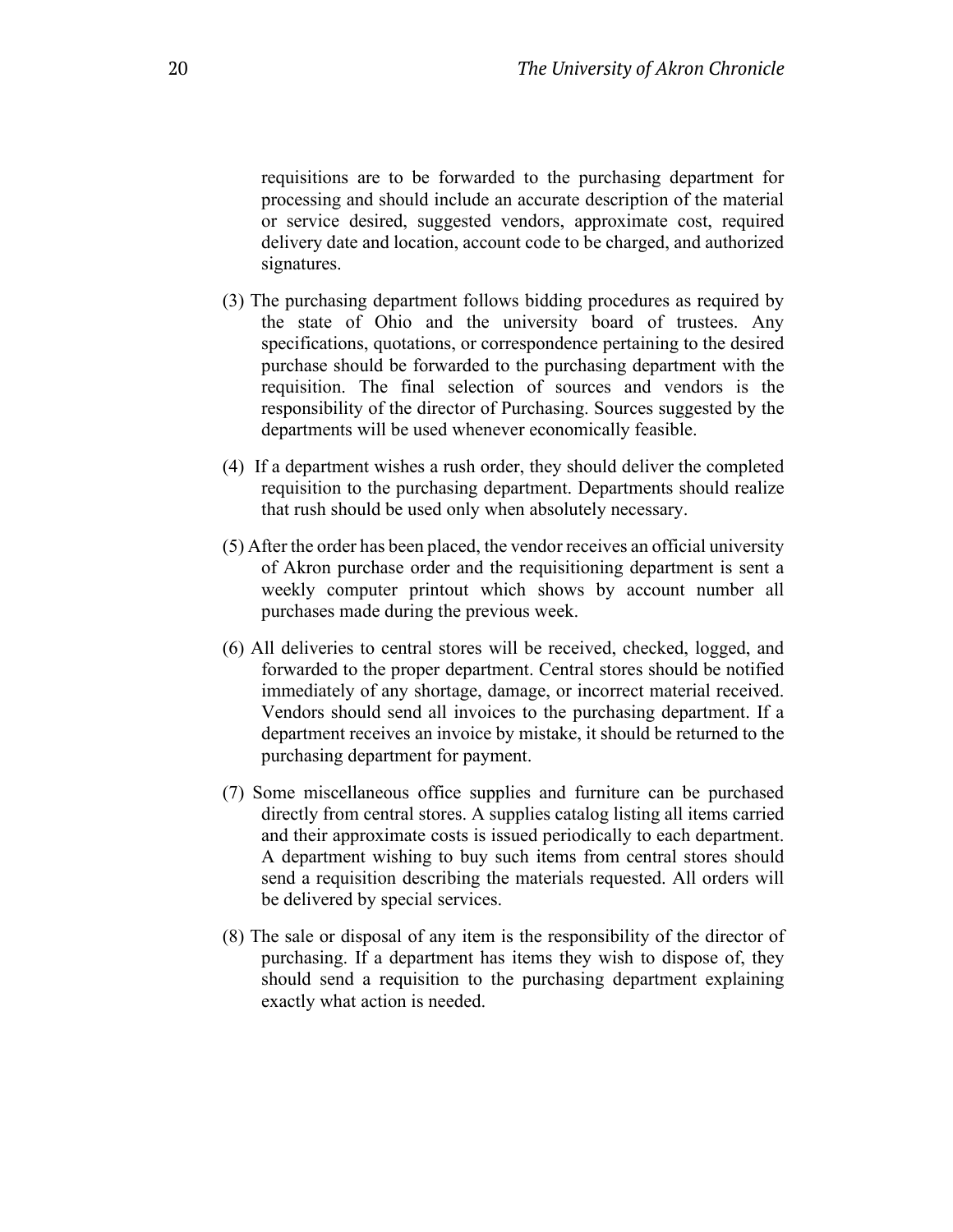requisitions are to be forwarded to the purchasing department for processing and should include an accurate description of the material or service desired, suggested vendors, approximate cost, required delivery date and location, account code to be charged, and authorized signatures.

(3) The purchasing department follows bidding procedures as required by the state of Ohio and the university board of trustees. Any specifications, quotations, or correspondence pertaining to the desired purchase should be forwarded to the purchasing department with the requisition. The final selection of sources and vendors is the responsibility of the director of Purchasing. Sources suggested by the departments will be used whenever economically feasible.

(4) If a department wishes a rush order, they should deliver the completed requisition to the purchasing department. Departments should realize that rush should be used only when absolutely necessary.

(5) After the order has been placed, the vendor receives an official university of Akron purchase order and the requisitioning department is sent a weekly computer printout which shows by account number all purchases made during the previous week.

(6) All deliveries to central stores will be received, checked, logged, and forwarded to the proper department. Central stores should be notified immediately of any shortage, damage, or incorrect material received. Vendors should send all invoices to the purchasing department. If a department receives an invoice by mistake, it should be returned to the purchasing department for payment.

(7) Some miscellaneous office supplies and furniture can be purchased directly from central stores. A supplies catalog listing all items carried and their approximate costs is issued periodically to each department. A department wishing to buy such items from central stores should send a requisition describing the materials requested. All orders will be delivered by special services.

(8) The sale or disposal of any item is the responsibility of the director of purchasing. If a department has items they wish to dispose of, they should send a requisition to the purchasing department explaining exactly what action is needed.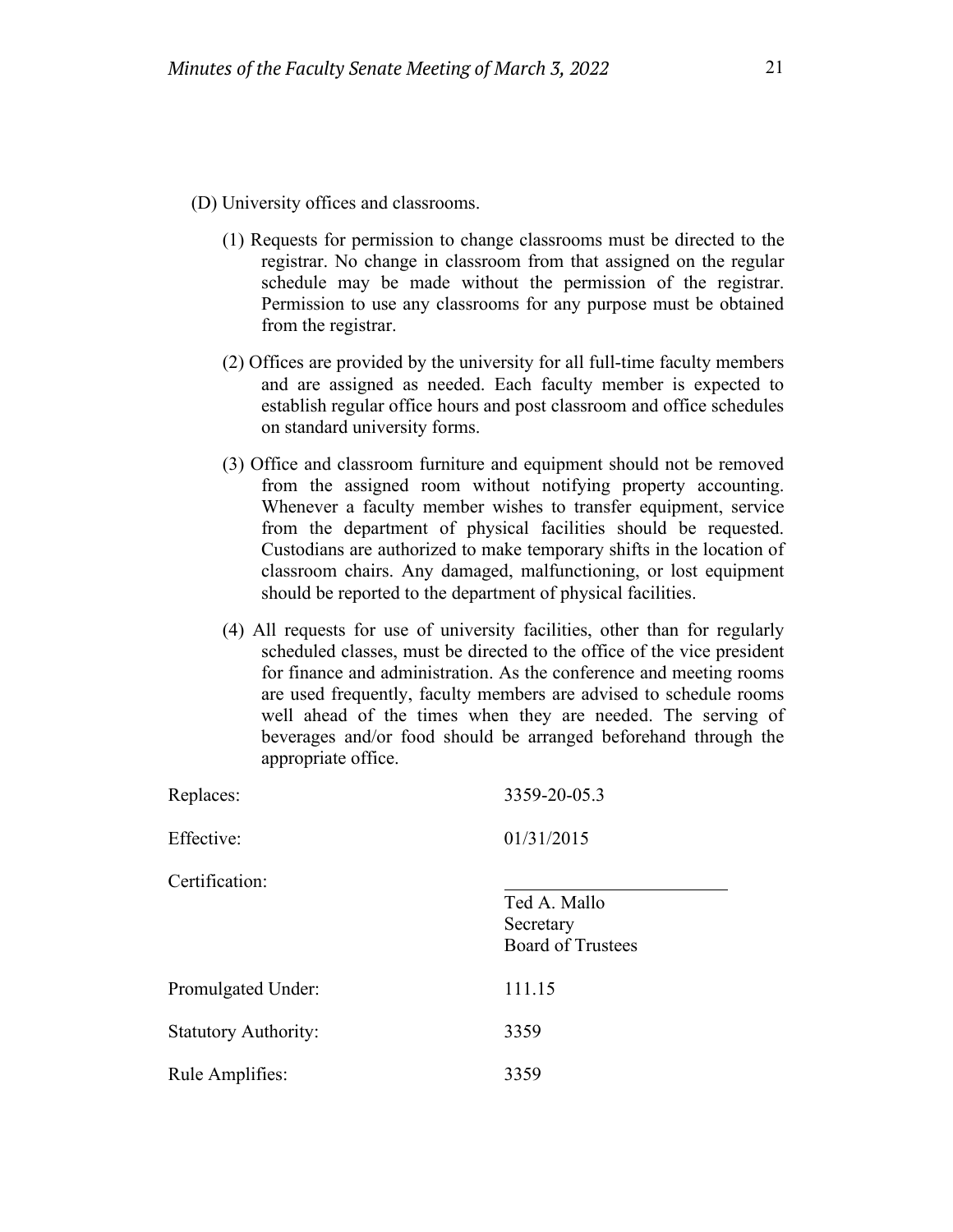(D) University offices and classrooms.

(1) Requests for permission to change classrooms must be directed to the registrar. No change in classroom from that assigned on the regular schedule may be made without the permission of the registrar. Permission to use any classrooms for any purpose must be obtained from the registrar.

(2) Offices are provided by the university for all full-time faculty members and are assigned as needed. Each faculty member is expected to establish regular office hours and post classroom and office schedules on standard university forms.

(3) Office and classroom furniture and equipment should not be removed from the assigned room without notifying property accounting. Whenever a faculty member wishes to transfer equipment, service from the department of physical facilities should be requested. Custodians are authorized to make temporary shifts in the location of classroom chairs. Any damaged, malfunctioning, or lost equipment should be reported to the department of physical facilities.

(4) All requests for use of university facilities, other than for regularly scheduled classes, must be directed to the office of the vice president for finance and administration. As the conference and meeting rooms are used frequently, faculty members are advised to schedule rooms well ahead of the times when they are needed. The serving of beverages and/or food should be arranged beforehand through the appropriate office.

| | |
|---|---|
| Replaces: | 3359-20-05.3 |
| Effective: | 01/31/2015 |
| Certification: | ________________________<br>Ted A. Mallo<br>Secretary<br>Board of Trustees |
| Promulgated Under: | 111.15 |
| Statutory Authority: | 3359 |
| Rule Amplifies: | 3359 |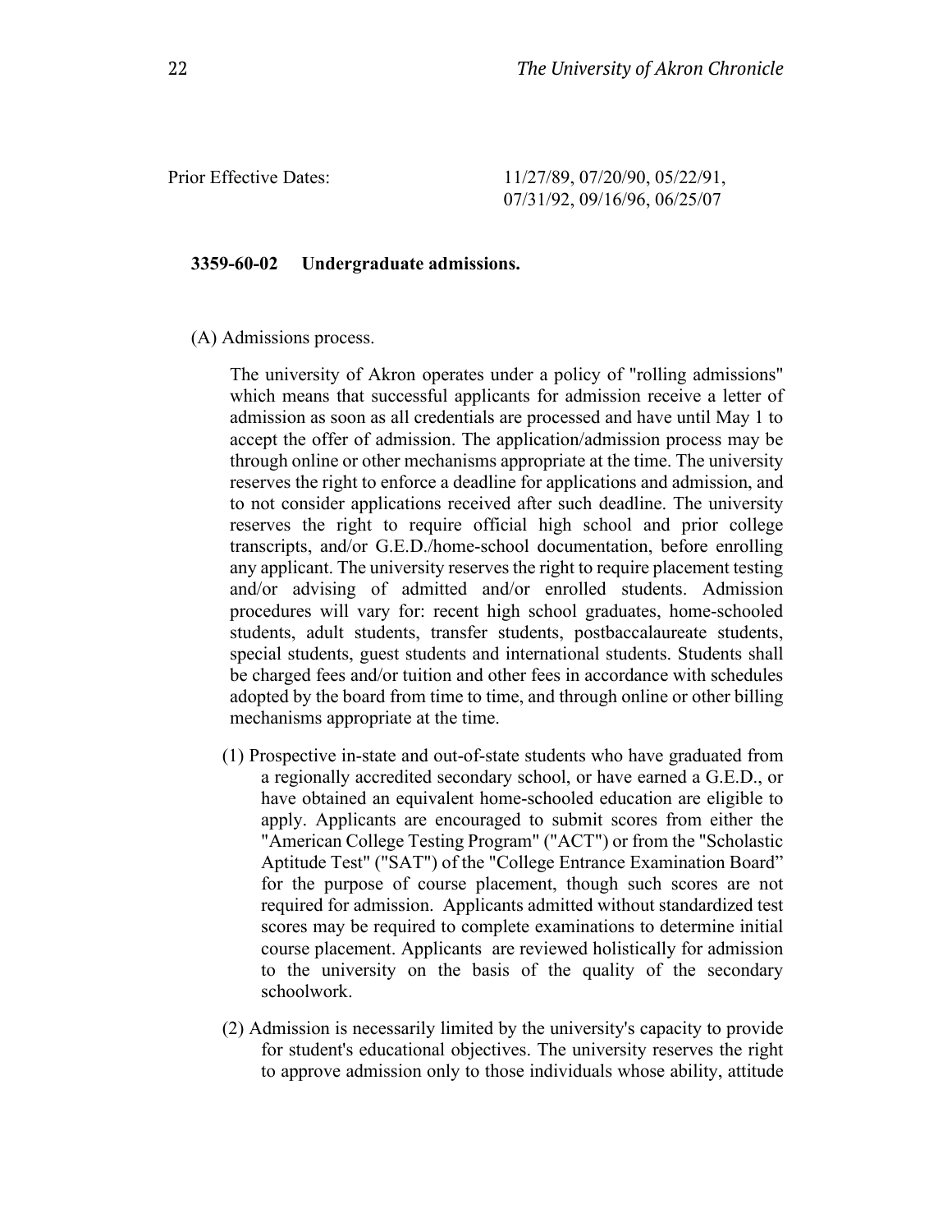Prior Effective Dates: 11/27/89, 07/20/90, 05/22/91, 07/31/92, 09/16/96, 06/25/07

**3359-60-02 Undergraduate admissions.**

(A) Admissions process.

The university of Akron operates under a policy of "rolling admissions" which means that successful applicants for admission receive a letter of admission as soon as all credentials are processed and have until May 1 to accept the offer of admission. The application/admission process may be through online or other mechanisms appropriate at the time. The university reserves the right to enforce a deadline for applications and admission, and to not consider applications received after such deadline. The university reserves the right to require official high school and prior college transcripts, and/or G.E.D./home-school documentation, before enrolling any applicant. The university reserves the right to require placement testing and/or advising of admitted and/or enrolled students. Admission procedures will vary for: recent high school graduates, home-schooled students, adult students, transfer students, postbaccalaureate students, special students, guest students and international students. Students shall be charged fees and/or tuition and other fees in accordance with schedules adopted by the board from time to time, and through online or other billing mechanisms appropriate at the time.

(1) Prospective in-state and out-of-state students who have graduated from a regionally accredited secondary school, or have earned a G.E.D., or have obtained an equivalent home-schooled education are eligible to apply. Applicants are encouraged to submit scores from either the "American College Testing Program" ("ACT") or from the "Scholastic Aptitude Test" ("SAT") of the "College Entrance Examination Board" for the purpose of course placement, though such scores are not required for admission. Applicants admitted without standardized test scores may be required to complete examinations to determine initial course placement. Applicants are reviewed holistically for admission to the university on the basis of the quality of the secondary schoolwork.

(2) Admission is necessarily limited by the university's capacity to provide for student's educational objectives. The university reserves the right to approve admission only to those individuals whose ability, attitude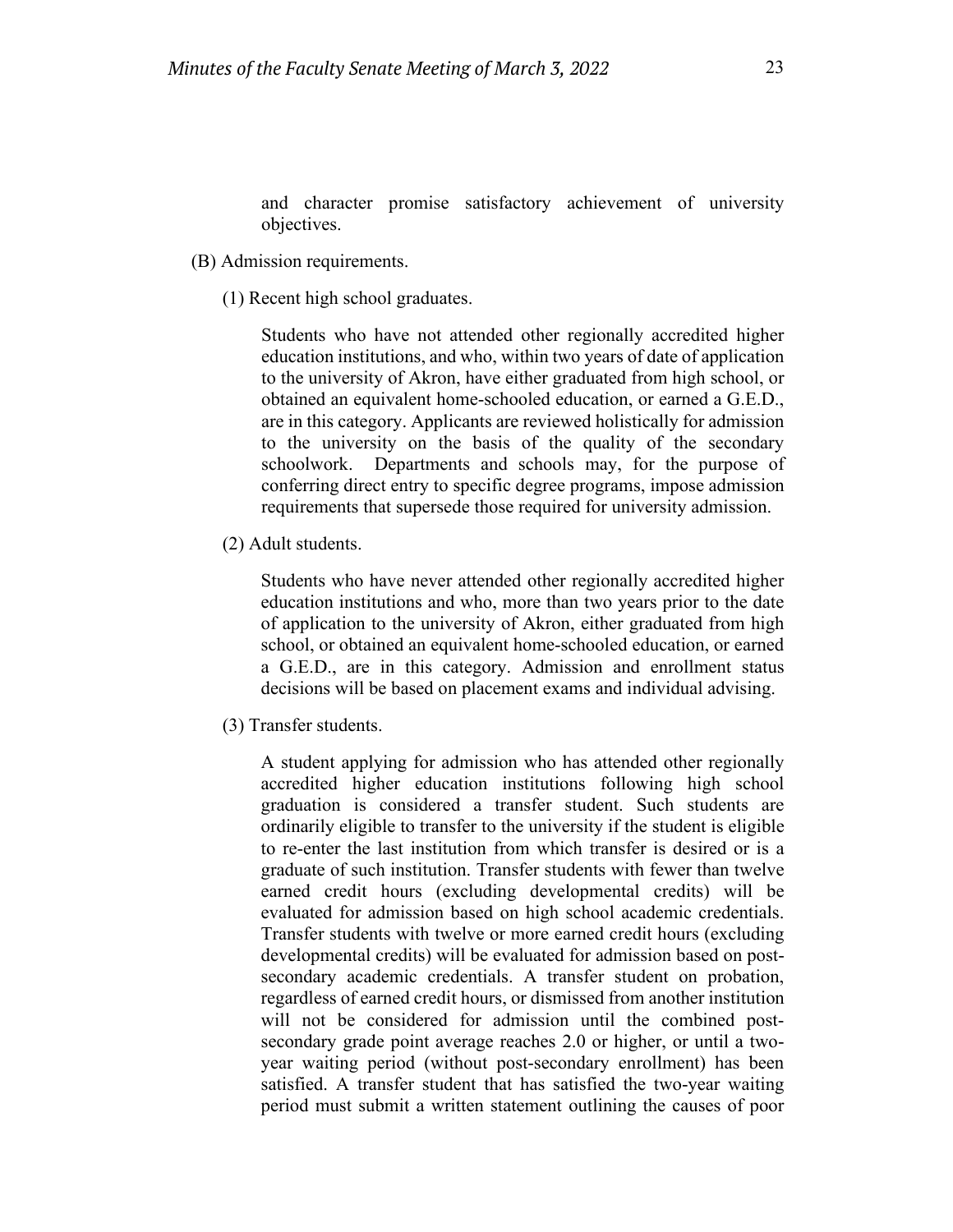and character promise satisfactory achievement of university objectives.

(B) Admission requirements.

(1) Recent high school graduates.

Students who have not attended other regionally accredited higher education institutions, and who, within two years of date of application to the university of Akron, have either graduated from high school, or obtained an equivalent home-schooled education, or earned a G.E.D., are in this category. Applicants are reviewed holistically for admission to the university on the basis of the quality of the secondary schoolwork. Departments and schools may, for the purpose of conferring direct entry to specific degree programs, impose admission requirements that supersede those required for university admission.

(2) Adult students.

Students who have never attended other regionally accredited higher education institutions and who, more than two years prior to the date of application to the university of Akron, either graduated from high school, or obtained an equivalent home-schooled education, or earned a G.E.D., are in this category. Admission and enrollment status decisions will be based on placement exams and individual advising.

(3) Transfer students.

A student applying for admission who has attended other regionally accredited higher education institutions following high school graduation is considered a transfer student. Such students are ordinarily eligible to transfer to the university if the student is eligible to re-enter the last institution from which transfer is desired or is a graduate of such institution. Transfer students with fewer than twelve earned credit hours (excluding developmental credits) will be evaluated for admission based on high school academic credentials. Transfer students with twelve or more earned credit hours (excluding developmental credits) will be evaluated for admission based on post-secondary academic credentials. A transfer student on probation, regardless of earned credit hours, or dismissed from another institution will not be considered for admission until the combined post-secondary grade point average reaches 2.0 or higher, or until a two-year waiting period (without post-secondary enrollment) has been satisfied. A transfer student that has satisfied the two-year waiting period must submit a written statement outlining the causes of poor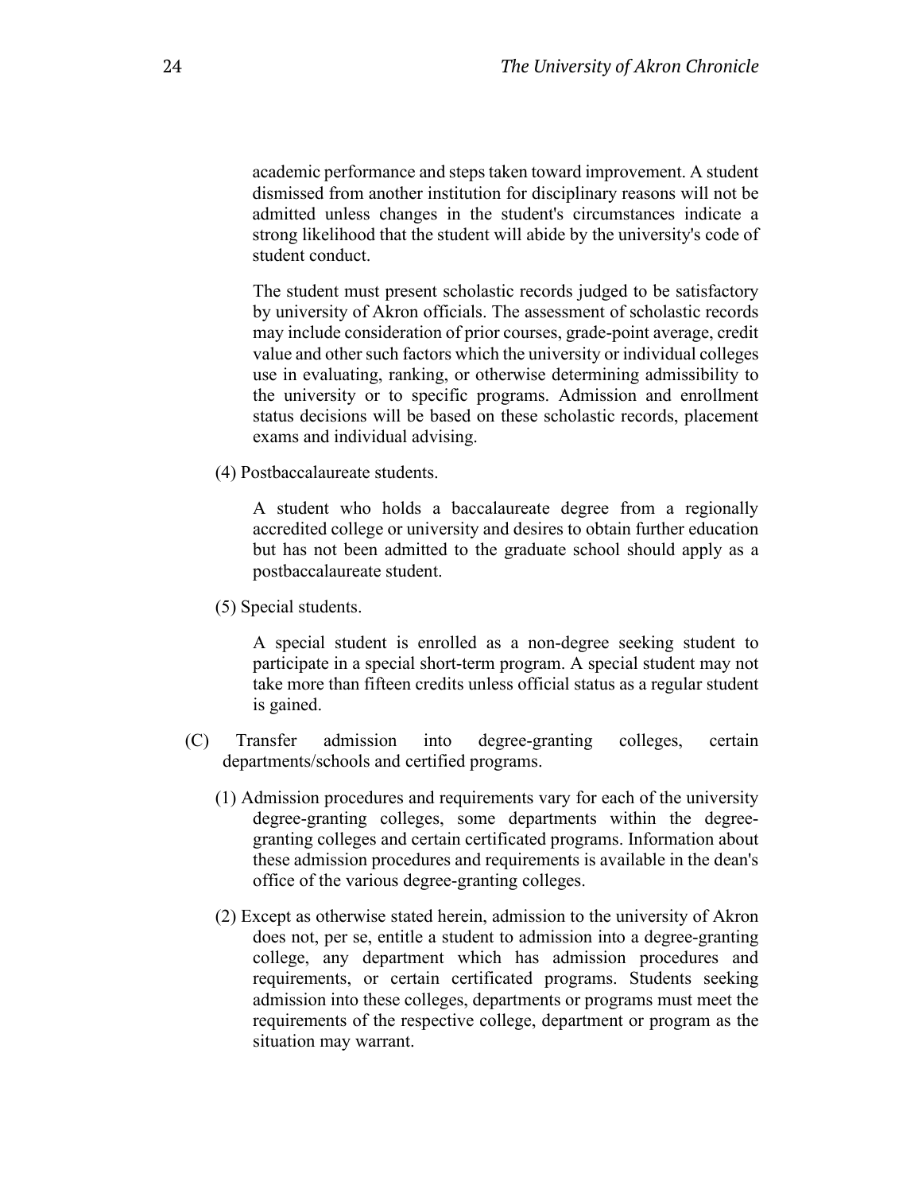academic performance and steps taken toward improvement. A student dismissed from another institution for disciplinary reasons will not be admitted unless changes in the student's circumstances indicate a strong likelihood that the student will abide by the university's code of student conduct.

The student must present scholastic records judged to be satisfactory by university of Akron officials. The assessment of scholastic records may include consideration of prior courses, grade-point average, credit value and other such factors which the university or individual colleges use in evaluating, ranking, or otherwise determining admissibility to the university or to specific programs. Admission and enrollment status decisions will be based on these scholastic records, placement exams and individual advising.

(4) Postbaccalaureate students.

A student who holds a baccalaureate degree from a regionally accredited college or university and desires to obtain further education but has not been admitted to the graduate school should apply as a postbaccalaureate student.

(5) Special students.

A special student is enrolled as a non-degree seeking student to participate in a special short-term program. A special student may not take more than fifteen credits unless official status as a regular student is gained.

(C) Transfer admission into degree-granting colleges, certain departments/schools and certified programs.

(1) Admission procedures and requirements vary for each of the university degree-granting colleges, some departments within the degree-granting colleges and certain certificated programs. Information about these admission procedures and requirements is available in the dean's office of the various degree-granting colleges.

(2) Except as otherwise stated herein, admission to the university of Akron does not, per se, entitle a student to admission into a degree-granting college, any department which has admission procedures and requirements, or certain certificated programs. Students seeking admission into these colleges, departments or programs must meet the requirements of the respective college, department or program as the situation may warrant.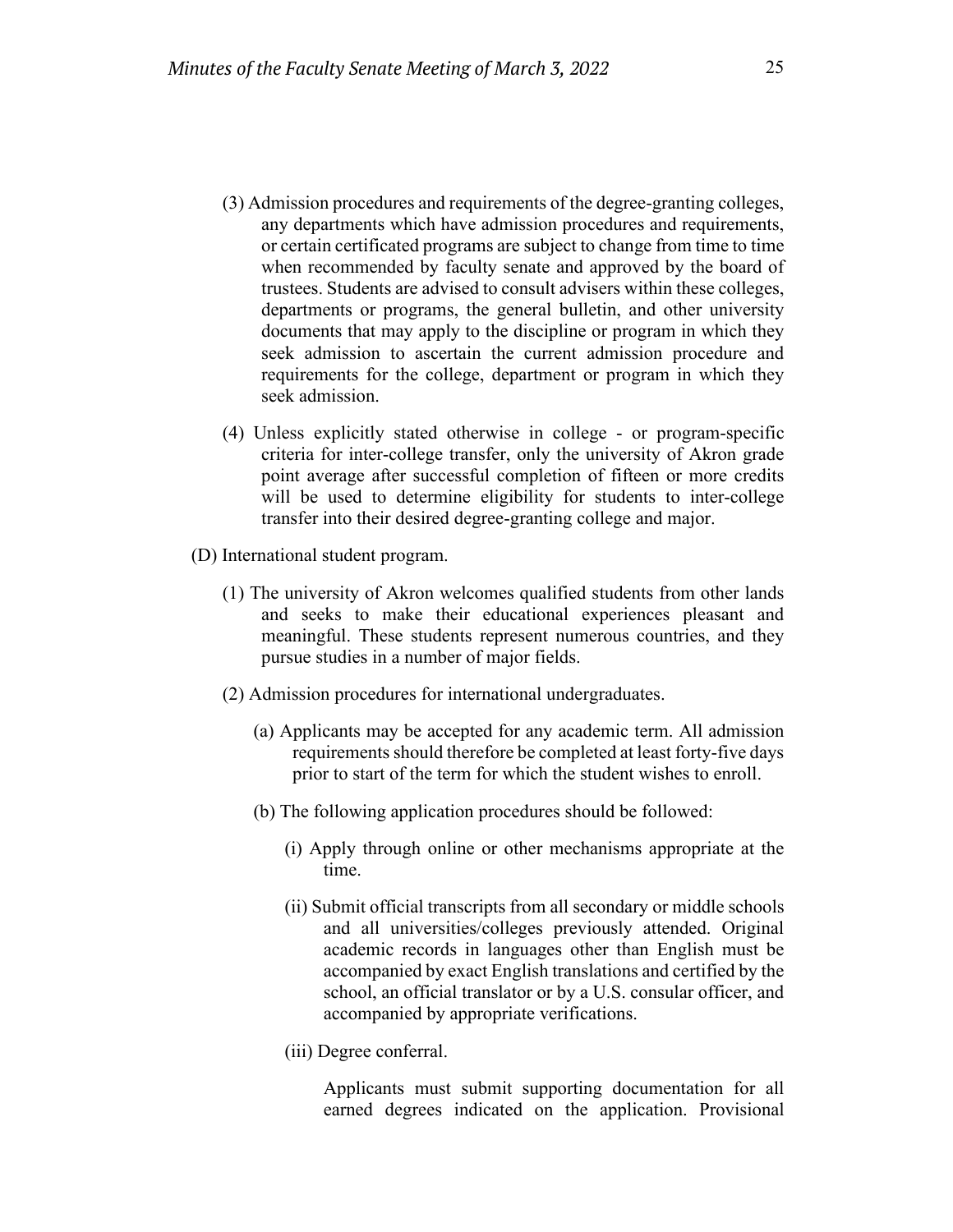(3) Admission procedures and requirements of the degree-granting colleges, any departments which have admission procedures and requirements, or certain certificated programs are subject to change from time to time when recommended by faculty senate and approved by the board of trustees. Students are advised to consult advisers within these colleges, departments or programs, the general bulletin, and other university documents that may apply to the discipline or program in which they seek admission to ascertain the current admission procedure and requirements for the college, department or program in which they seek admission.

(4) Unless explicitly stated otherwise in college - or program-specific criteria for inter-college transfer, only the university of Akron grade point average after successful completion of fifteen or more credits will be used to determine eligibility for students to inter-college transfer into their desired degree-granting college and major.

(D) International student program.

(1) The university of Akron welcomes qualified students from other lands and seeks to make their educational experiences pleasant and meaningful. These students represent numerous countries, and they pursue studies in a number of major fields.

(2) Admission procedures for international undergraduates.

(a) Applicants may be accepted for any academic term. All admission requirements should therefore be completed at least forty-five days prior to start of the term for which the student wishes to enroll.

(b) The following application procedures should be followed:

(i) Apply through online or other mechanisms appropriate at the time.

(ii) Submit official transcripts from all secondary or middle schools and all universities/colleges previously attended. Original academic records in languages other than English must be accompanied by exact English translations and certified by the school, an official translator or by a U.S. consular officer, and accompanied by appropriate verifications.

(iii) Degree conferral.

Applicants must submit supporting documentation for all earned degrees indicated on the application. Provisional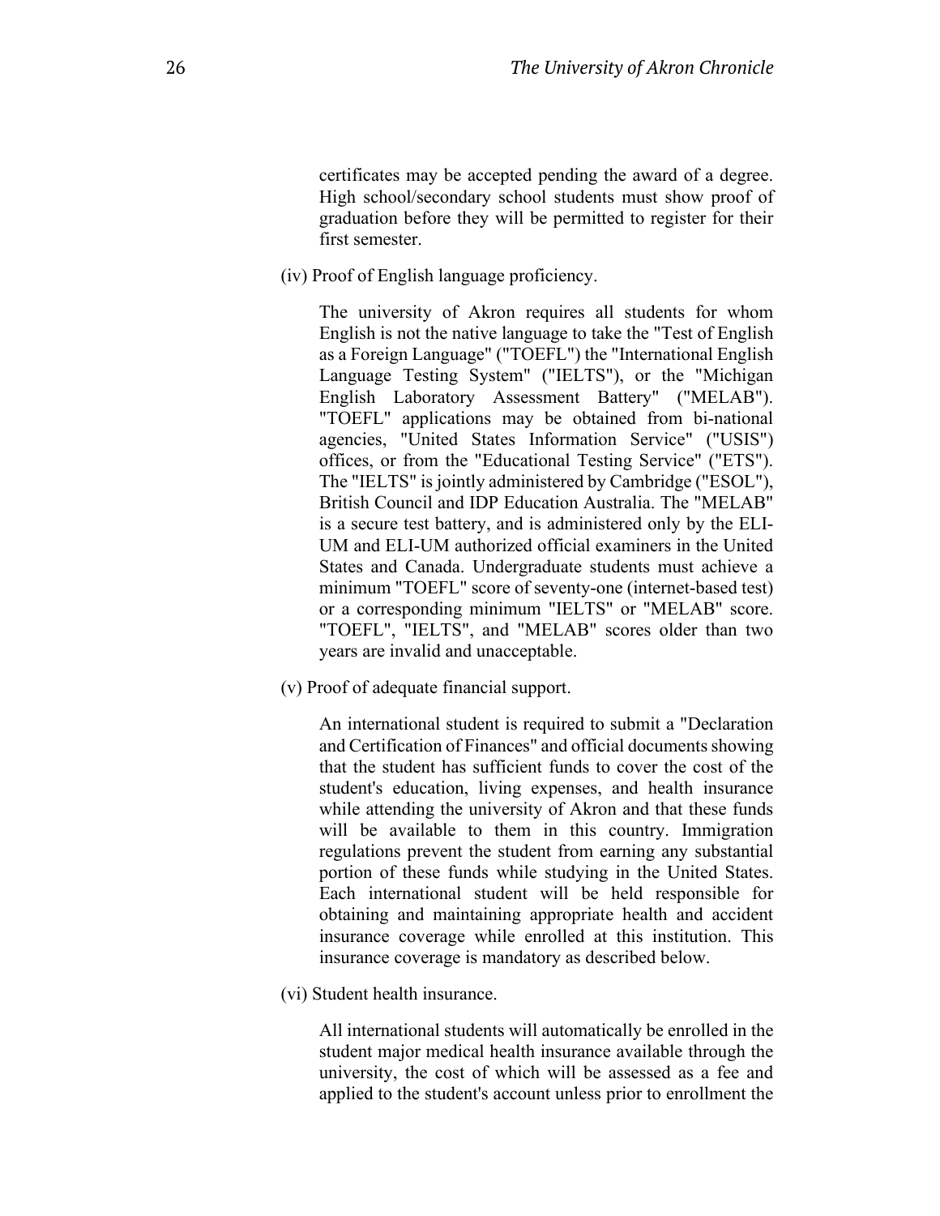certificates may be accepted pending the award of a degree. High school/secondary school students must show proof of graduation before they will be permitted to register for their first semester.

(iv) Proof of English language proficiency.

The university of Akron requires all students for whom English is not the native language to take the "Test of English as a Foreign Language" ("TOEFL") the "International English Language Testing System" ("IELTS"), or the "Michigan English Laboratory Assessment Battery" ("MELAB"). "TOEFL" applications may be obtained from bi-national agencies, "United States Information Service" ("USIS") offices, or from the "Educational Testing Service" ("ETS"). The "IELTS" is jointly administered by Cambridge ("ESOL"), British Council and IDP Education Australia. The "MELAB" is a secure test battery, and is administered only by the ELI-UM and ELI-UM authorized official examiners in the United States and Canada. Undergraduate students must achieve a minimum "TOEFL" score of seventy-one (internet-based test) or a corresponding minimum "IELTS" or "MELAB" score. "TOEFL", "IELTS", and "MELAB" scores older than two years are invalid and unacceptable.

(v) Proof of adequate financial support.

An international student is required to submit a "Declaration and Certification of Finances" and official documents showing that the student has sufficient funds to cover the cost of the student's education, living expenses, and health insurance while attending the university of Akron and that these funds will be available to them in this country. Immigration regulations prevent the student from earning any substantial portion of these funds while studying in the United States. Each international student will be held responsible for obtaining and maintaining appropriate health and accident insurance coverage while enrolled at this institution. This insurance coverage is mandatory as described below.

(vi) Student health insurance.

All international students will automatically be enrolled in the student major medical health insurance available through the university, the cost of which will be assessed as a fee and applied to the student's account unless prior to enrollment the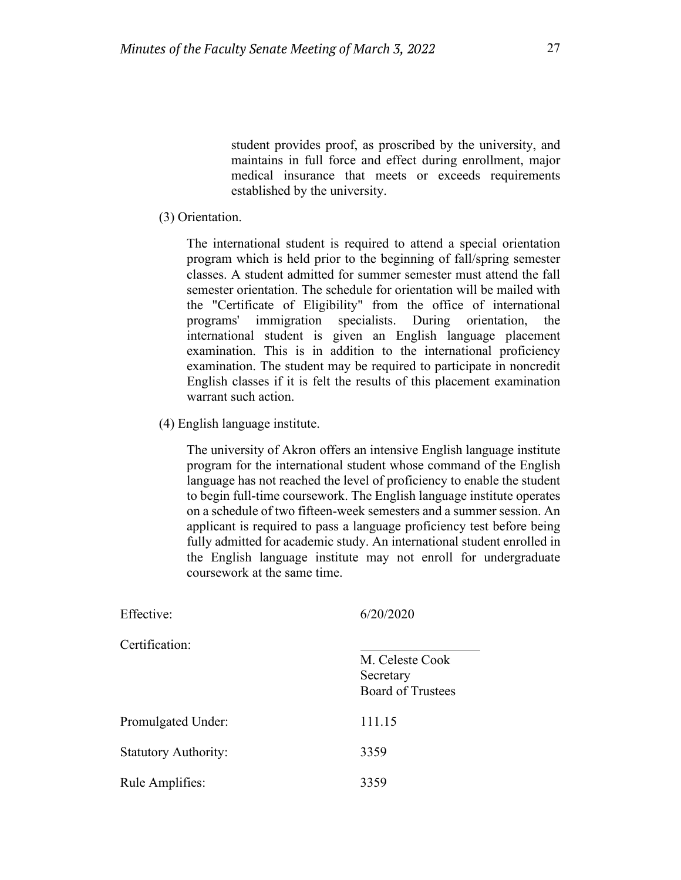student provides proof, as proscribed by the university, and maintains in full force and effect during enrollment, major medical insurance that meets or exceeds requirements established by the university.

(3) Orientation.

The international student is required to attend a special orientation program which is held prior to the beginning of fall/spring semester classes. A student admitted for summer semester must attend the fall semester orientation. The schedule for orientation will be mailed with the "Certificate of Eligibility" from the office of international programs' immigration specialists. During orientation, the international student is given an English language placement examination. This is in addition to the international proficiency examination. The student may be required to participate in noncredit English classes if it is felt the results of this placement examination warrant such action.

(4) English language institute.

The university of Akron offers an intensive English language institute program for the international student whose command of the English language has not reached the level of proficiency to enable the student to begin full-time coursework. The English language institute operates on a schedule of two fifteen-week semesters and a summer session. An applicant is required to pass a language proficiency test before being fully admitted for academic study. An international student enrolled in the English language institute may not enroll for undergraduate coursework at the same time.

Effective: 6/20/2020

Certification:

\_\_\_\_\_\_\_\_\_\_\_\_\_\_\_\_\_\_\_\_
M. Celeste Cook
Secretary
Board of Trustees

Promulgated Under: 111.15

Statutory Authority: 3359

Rule Amplifies: 3359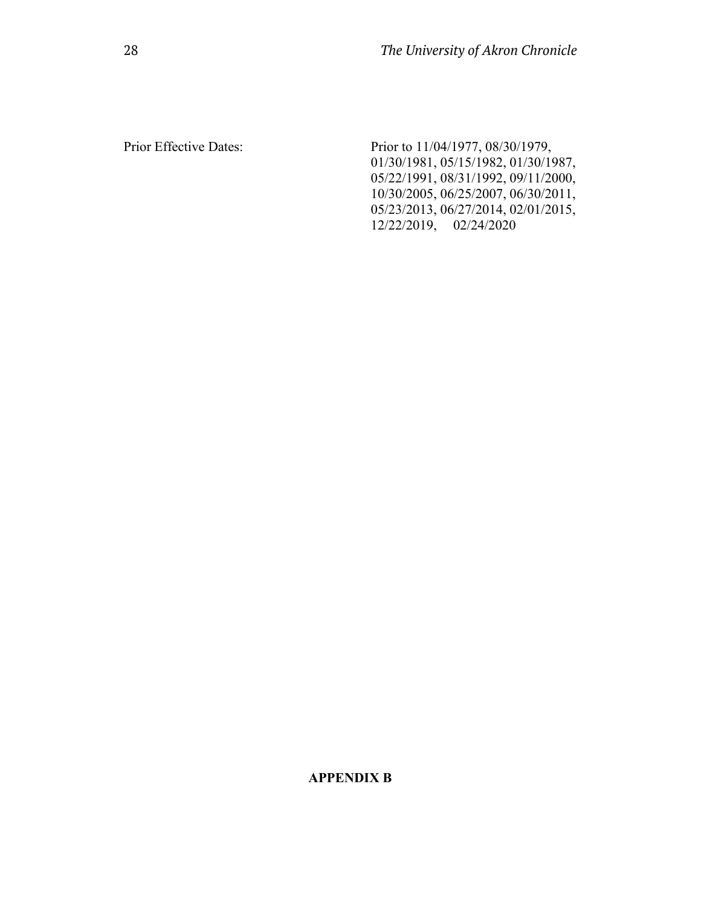Prior Effective Dates: Prior to 11/04/1977, 08/30/1979, 01/30/1981, 05/15/1982, 01/30/1987, 05/22/1991, 08/31/1992, 09/11/2000, 10/30/2005, 06/25/2007, 06/30/2011, 05/23/2013, 06/27/2014, 02/01/2015, 12/22/2019, 02/24/2020

## APPENDIX B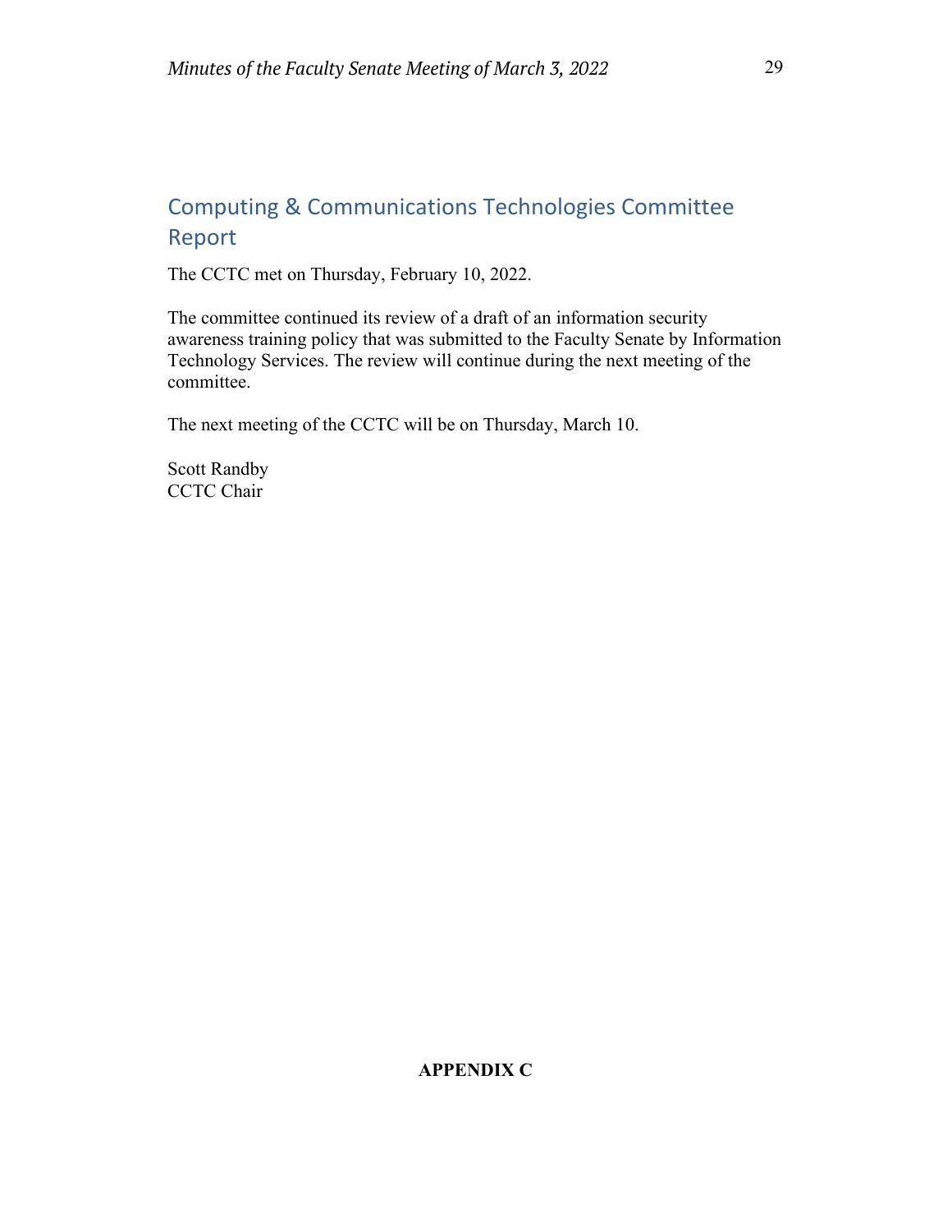## Computing & Communications Technologies Committee Report

The CCTC met on Thursday, February 10, 2022.

The committee continued its review of a draft of an information security awareness training policy that was submitted to the Faculty Senate by Information Technology Services. The review will continue during the next meeting of the committee.

The next meeting of the CCTC will be on Thursday, March 10.

Scott Randby
CCTC Chair

**APPENDIX C**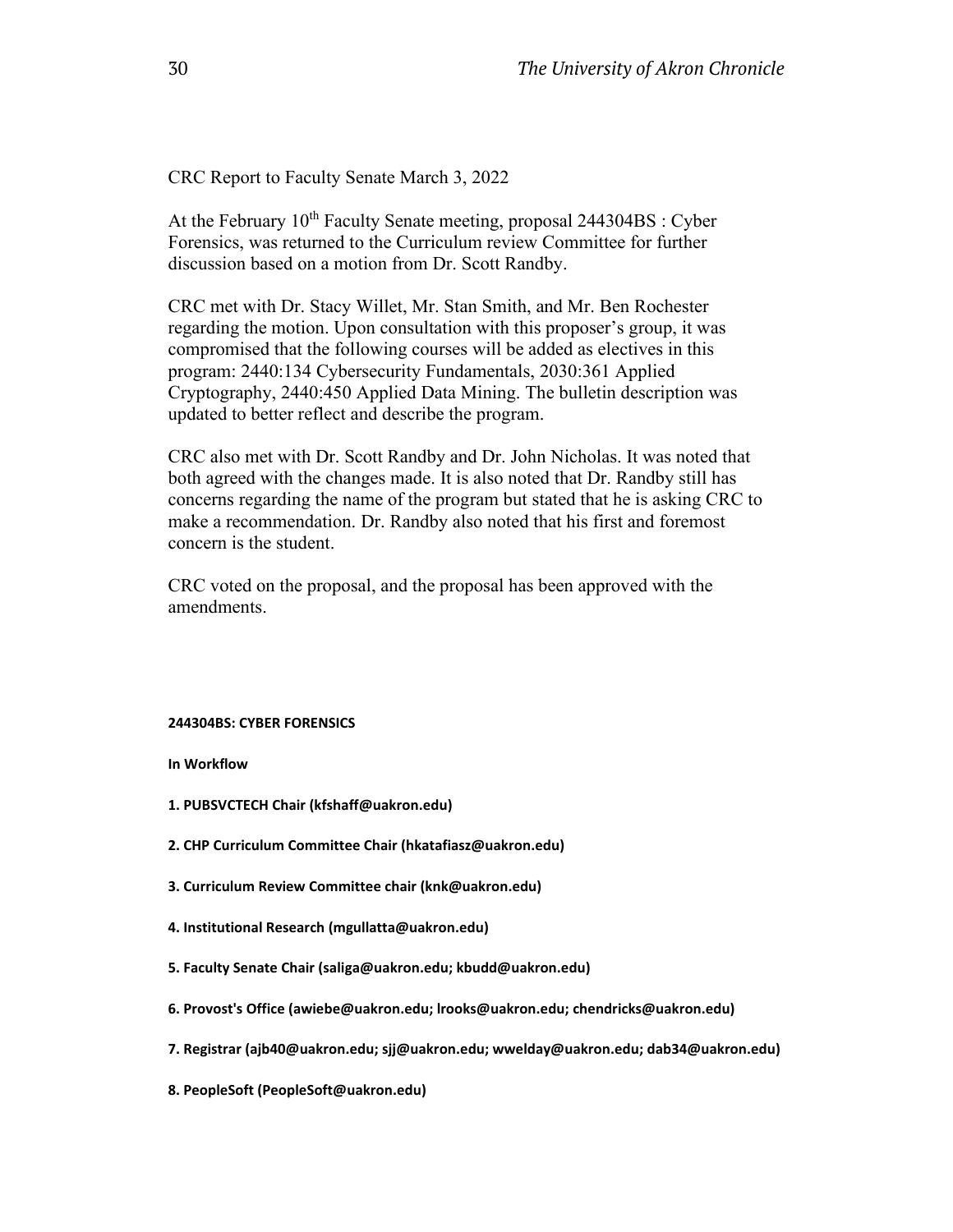CRC Report to Faculty Senate March 3, 2022

At the February 10th Faculty Senate meeting, proposal 244304BS : Cyber Forensics, was returned to the Curriculum review Committee for further discussion based on a motion from Dr. Scott Randby.

CRC met with Dr. Stacy Willet, Mr. Stan Smith, and Mr. Ben Rochester regarding the motion. Upon consultation with this proposer's group, it was compromised that the following courses will be added as electives in this program: 2440:134 Cybersecurity Fundamentals, 2030:361 Applied Cryptography, 2440:450 Applied Data Mining. The bulletin description was updated to better reflect and describe the program.

CRC also met with Dr. Scott Randby and Dr. John Nicholas. It was noted that both agreed with the changes made. It is also noted that Dr. Randby still has concerns regarding the name of the program but stated that he is asking CRC to make a recommendation. Dr. Randby also noted that his first and foremost concern is the student.

CRC voted on the proposal, and the proposal has been approved with the amendments.

**244304BS: CYBER FORENSICS**

**In Workflow**

1. **PUBSVCTECH Chair (kfshaff@uakron.edu)**
2. **CHP Curriculum Committee Chair (hkatafiasz@uakron.edu)**
3. **Curriculum Review Committee chair (knk@uakron.edu)**
4. **Institutional Research (mgullatta@uakron.edu)**
5. **Faculty Senate Chair (saliga@uakron.edu; kbudd@uakron.edu)**
6. **Provost's Office (awiebe@uakron.edu; lrooks@uakron.edu; chendricks@uakron.edu)**
7. **Registrar (ajb40@uakron.edu; sjj@uakron.edu; wwelday@uakron.edu; dab34@uakron.edu)**
8. **PeopleSoft (PeopleSoft@uakron.edu)**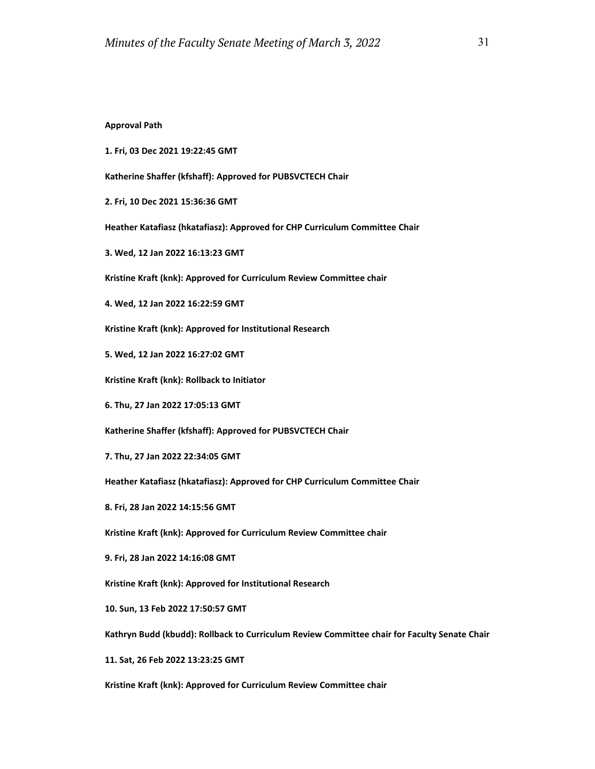**Approval Path**

**1. Fri, 03 Dec 2021 19:22:45 GMT**

**Katherine Shaffer (kfshaff): Approved for PUBSVCTECH Chair**

**2. Fri, 10 Dec 2021 15:36:36 GMT**

**Heather Katafiasz (hkatafiasz): Approved for CHP Curriculum Committee Chair**

**3. Wed, 12 Jan 2022 16:13:23 GMT**

**Kristine Kraft (knk): Approved for Curriculum Review Committee chair**

**4. Wed, 12 Jan 2022 16:22:59 GMT**

**Kristine Kraft (knk): Approved for Institutional Research**

**5. Wed, 12 Jan 2022 16:27:02 GMT**

**Kristine Kraft (knk): Rollback to Initiator**

**6. Thu, 27 Jan 2022 17:05:13 GMT**

**Katherine Shaffer (kfshaff): Approved for PUBSVCTECH Chair**

**7. Thu, 27 Jan 2022 22:34:05 GMT**

**Heather Katafiasz (hkatafiasz): Approved for CHP Curriculum Committee Chair**

**8. Fri, 28 Jan 2022 14:15:56 GMT**

**Kristine Kraft (knk): Approved for Curriculum Review Committee chair**

**9. Fri, 28 Jan 2022 14:16:08 GMT**

**Kristine Kraft (knk): Approved for Institutional Research**

**10. Sun, 13 Feb 2022 17:50:57 GMT**

**Kathryn Budd (kbudd): Rollback to Curriculum Review Committee chair for Faculty Senate Chair**

**11. Sat, 26 Feb 2022 13:23:25 GMT**

**Kristine Kraft (knk): Approved for Curriculum Review Committee chair**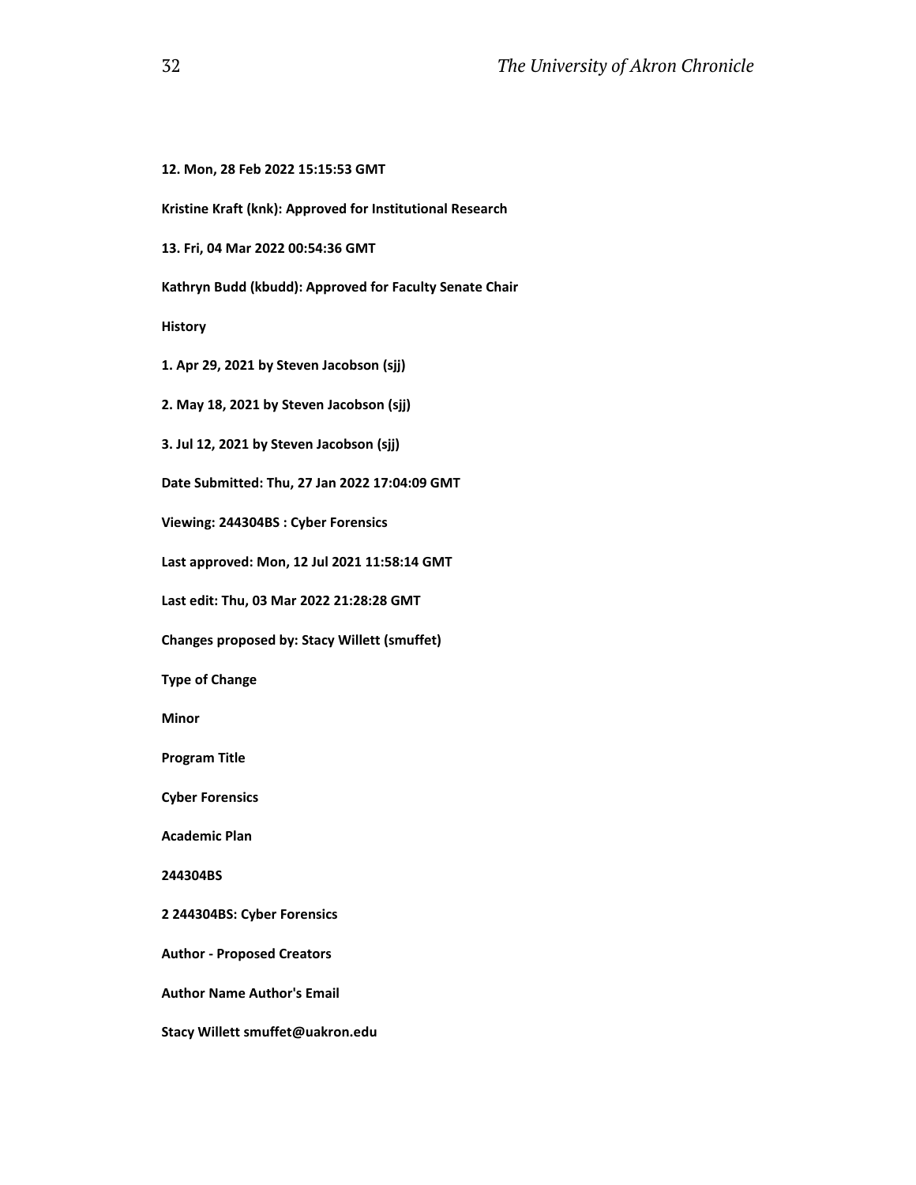**12. Mon, 28 Feb 2022 15:15:53 GMT**

**Kristine Kraft (knk): Approved for Institutional Research**

**13. Fri, 04 Mar 2022 00:54:36 GMT**

**Kathryn Budd (kbudd): Approved for Faculty Senate Chair**

**History**

**1. Apr 29, 2021 by Steven Jacobson (sjj)**

**2. May 18, 2021 by Steven Jacobson (sjj)**

**3. Jul 12, 2021 by Steven Jacobson (sjj)**

**Date Submitted: Thu, 27 Jan 2022 17:04:09 GMT**

**Viewing: 244304BS : Cyber Forensics**

**Last approved: Mon, 12 Jul 2021 11:58:14 GMT**

**Last edit: Thu, 03 Mar 2022 21:28:28 GMT**

**Changes proposed by: Stacy Willett (smuffet)**

**Type of Change**

**Minor**

**Program Title**

**Cyber Forensics**

**Academic Plan**

**244304BS**

**2 244304BS: Cyber Forensics**

**Author - Proposed Creators**

**Author Name Author's Email**

**Stacy Willett smuffet@uakron.edu**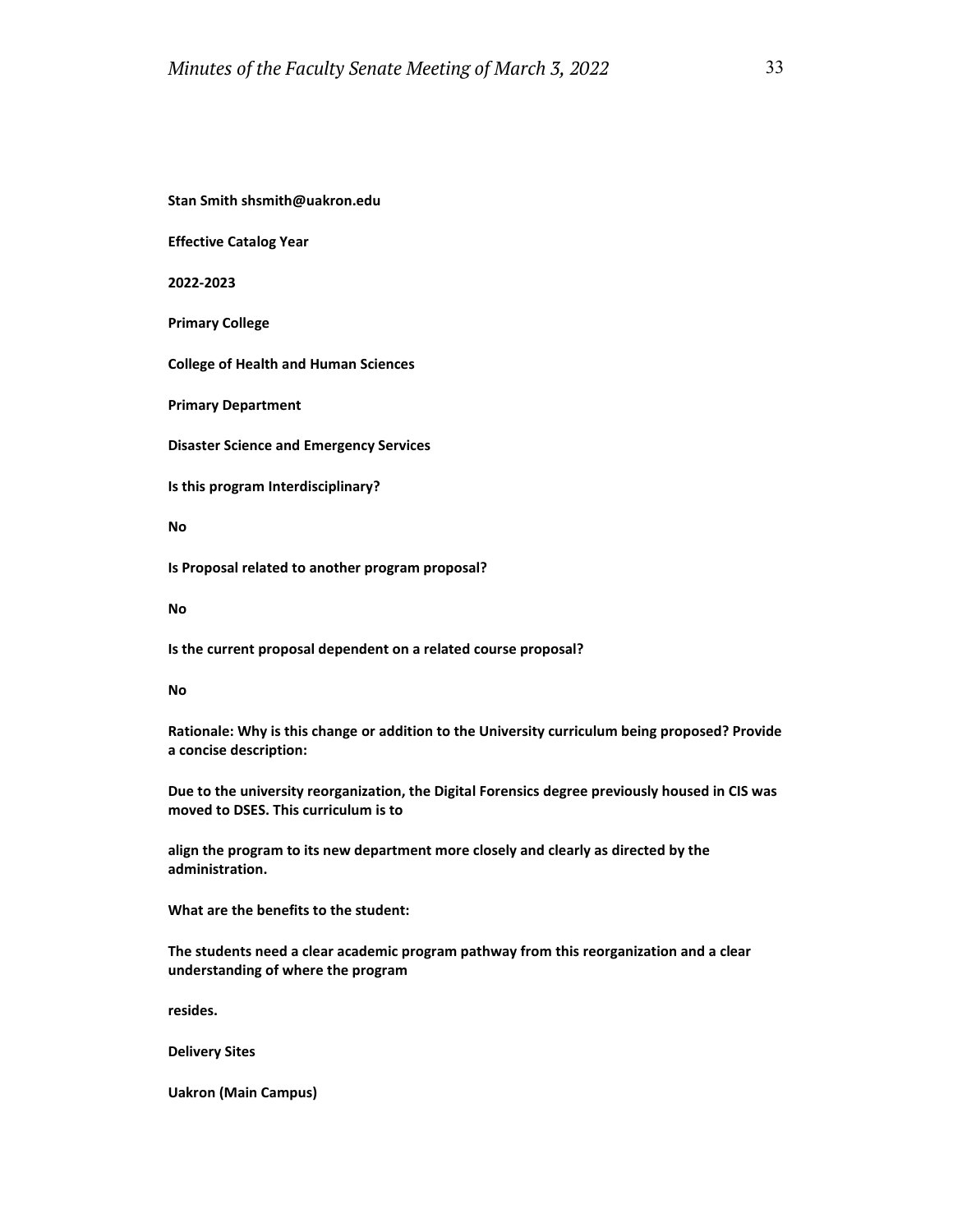**Stan Smith shsmith@uakron.edu**

**Effective Catalog Year**

**2022-2023**

**Primary College**

**College of Health and Human Sciences**

**Primary Department**

**Disaster Science and Emergency Services**

**Is this program Interdisciplinary?**

**No**

**Is Proposal related to another program proposal?**

**No**

**Is the current proposal dependent on a related course proposal?**

**No**

**Rationale: Why is this change or addition to the University curriculum being proposed? Provide a concise description:**

**Due to the university reorganization, the Digital Forensics degree previously housed in CIS was moved to DSES. This curriculum is to**

**align the program to its new department more closely and clearly as directed by the administration.**

**What are the benefits to the student:**

**The students need a clear academic program pathway from this reorganization and a clear understanding of where the program**

**resides.**

**Delivery Sites**

**Uakron (Main Campus)**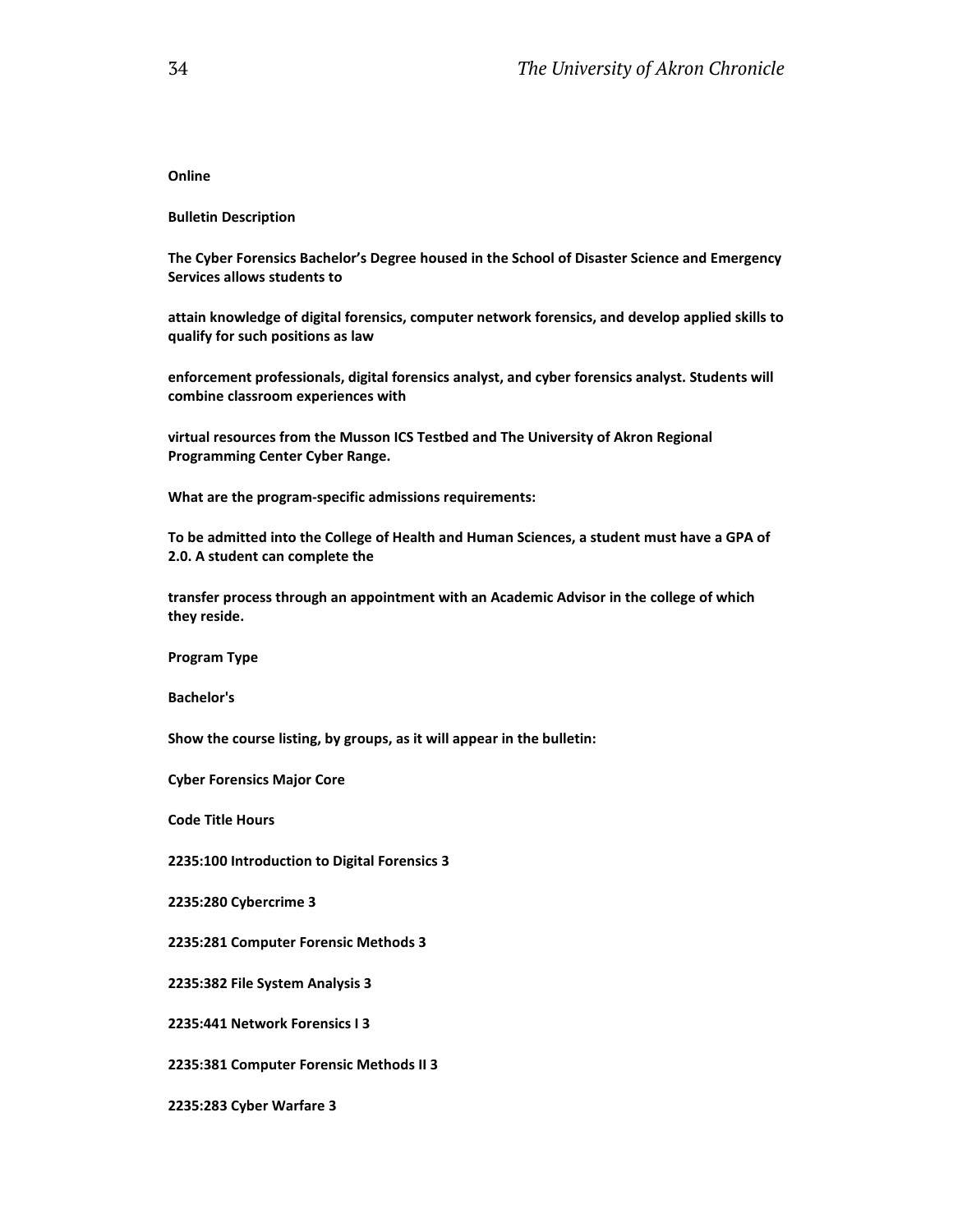**Online**

**Bulletin Description**

**The Cyber Forensics Bachelor's Degree housed in the School of Disaster Science and Emergency Services allows students to**

**attain knowledge of digital forensics, computer network forensics, and develop applied skills to qualify for such positions as law**

**enforcement professionals, digital forensics analyst, and cyber forensics analyst. Students will combine classroom experiences with**

**virtual resources from the Musson ICS Testbed and The University of Akron Regional Programming Center Cyber Range.**

**What are the program-specific admissions requirements:**

**To be admitted into the College of Health and Human Sciences, a student must have a GPA of 2.0. A student can complete the**

**transfer process through an appointment with an Academic Advisor in the college of which they reside.**

**Program Type**

**Bachelor's**

**Show the course listing, by groups, as it will appear in the bulletin:**

**Cyber Forensics Major Core**

| Code | Title | Hours |
|---|---|---|
| 2235:100 | Introduction to Digital Forensics | 3 |
| 2235:280 | Cybercrime | 3 |
| 2235:281 | Computer Forensic Methods | 3 |
| 2235:382 | File System Analysis | 3 |
| 2235:441 | Network Forensics I | 3 |
| 2235:381 | Computer Forensic Methods II | 3 |
| 2235:283 | Cyber Warfare | 3 |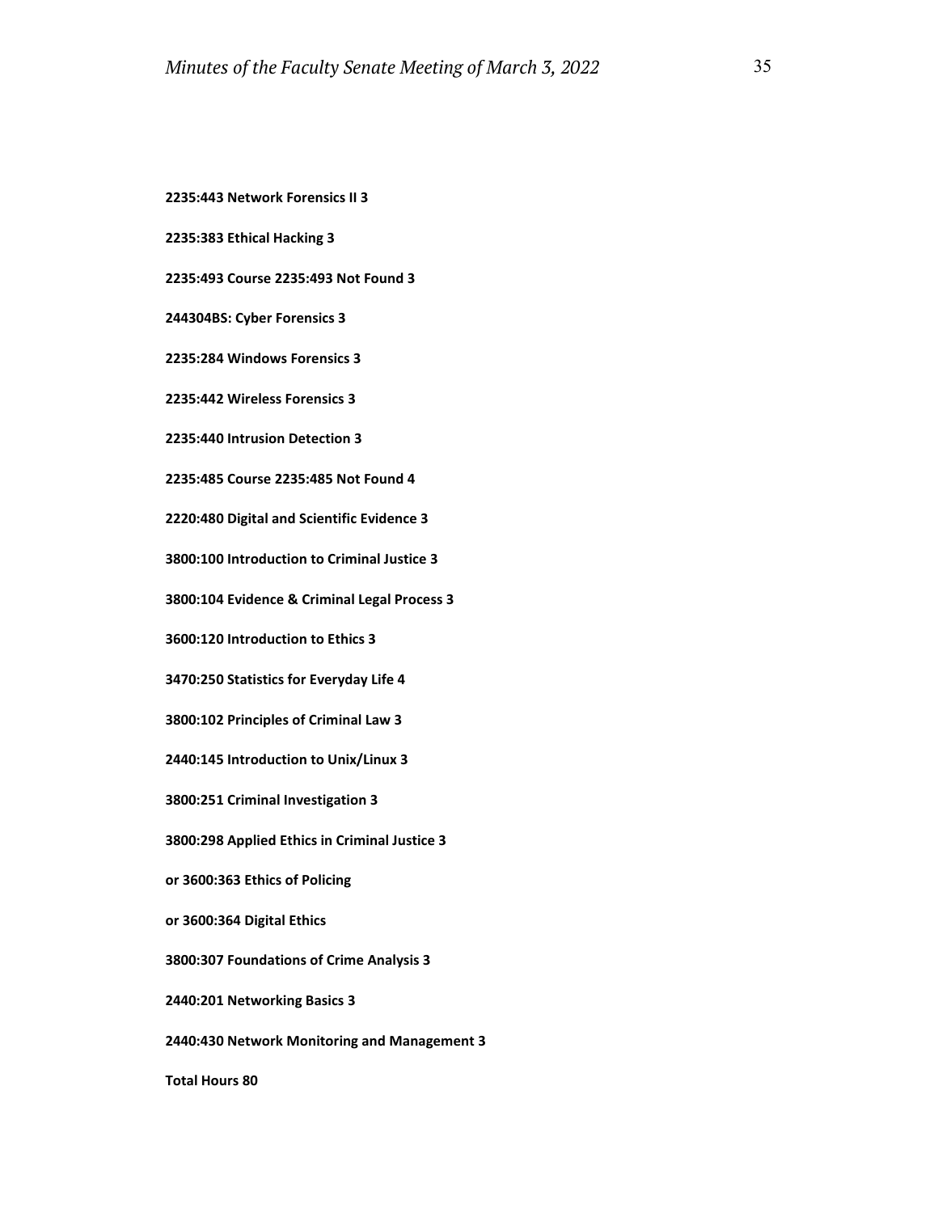**2235:443 Network Forensics II 3**

**2235:383 Ethical Hacking 3**

**2235:493 Course 2235:493 Not Found 3**

**244304BS: Cyber Forensics 3**

**2235:284 Windows Forensics 3**

**2235:442 Wireless Forensics 3**

**2235:440 Intrusion Detection 3**

**2235:485 Course 2235:485 Not Found 4**

**2220:480 Digital and Scientific Evidence 3**

**3800:100 Introduction to Criminal Justice 3**

**3800:104 Evidence & Criminal Legal Process 3**

**3600:120 Introduction to Ethics 3**

**3470:250 Statistics for Everyday Life 4**

**3800:102 Principles of Criminal Law 3**

**2440:145 Introduction to Unix/Linux 3**

**3800:251 Criminal Investigation 3**

**3800:298 Applied Ethics in Criminal Justice 3**

**or 3600:363 Ethics of Policing**

**or 3600:364 Digital Ethics**

**3800:307 Foundations of Crime Analysis 3**

**2440:201 Networking Basics 3**

**2440:430 Network Monitoring and Management 3**

**Total Hours 80**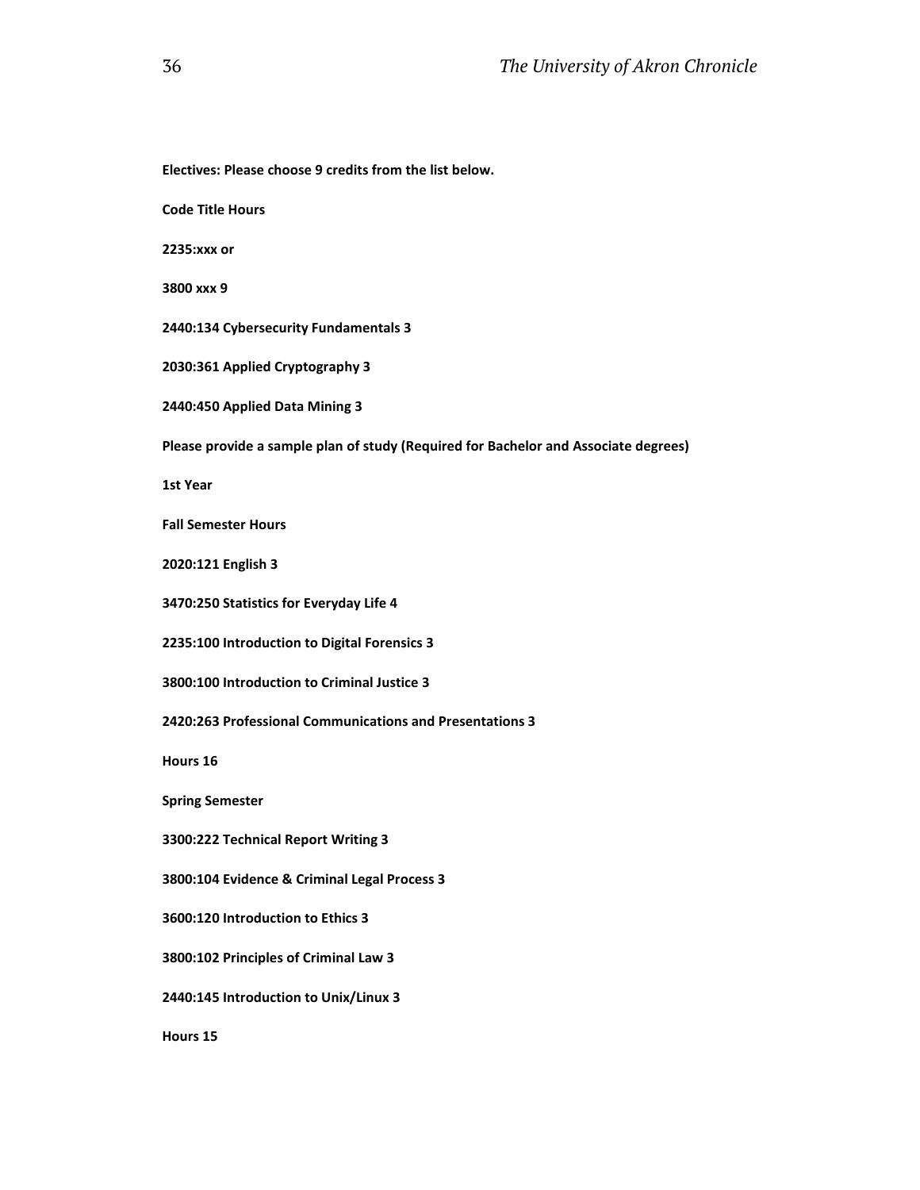**Electives: Please choose 9 credits from the list below.**

| Code | Title | Hours |
|---|---|---|
| 2235:xxx or | | |
| 3800 xxx | | 9 |
| 2440:134 | Cybersecurity Fundamentals | 3 |
| 2030:361 | Applied Cryptography | 3 |
| 2440:450 | Applied Data Mining | 3 |

**Please provide a sample plan of study (Required for Bachelor and Associate degrees)**

**1st Year**

| Fall Semester | | Hours |
|---|---|---|
| 2020:121 | English | 3 |
| 3470:250 | Statistics for Everyday Life | 4 |
| 2235:100 | Introduction to Digital Forensics | 3 |
| 3800:100 | Introduction to Criminal Justice | 3 |
| 2420:263 | Professional Communications and Presentations | 3 |
| | Hours | 16 |

| Spring Semester | | |
|---|---|---|
| 3300:222 | Technical Report Writing | 3 |
| 3800:104 | Evidence & Criminal Legal Process | 3 |
| 3600:120 | Introduction to Ethics | 3 |
| 3800:102 | Principles of Criminal Law | 3 |
| 2440:145 | Introduction to Unix/Linux | 3 |
| | Hours | 15 |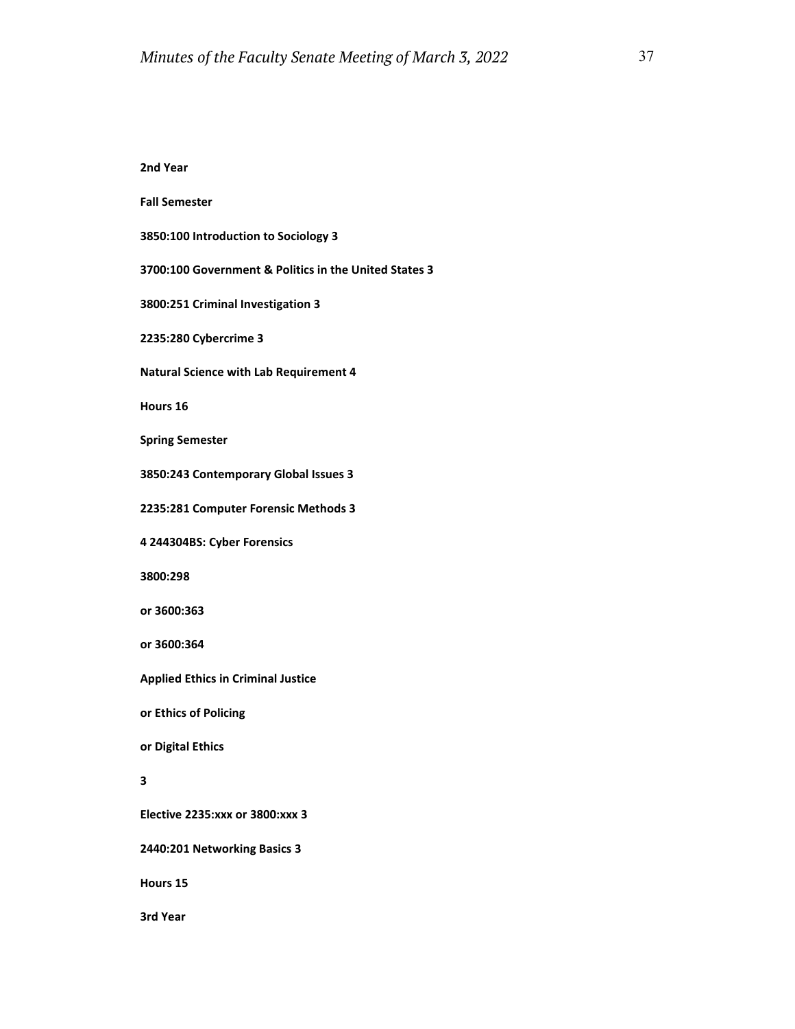**2nd Year**

**Fall Semester**

**3850:100 Introduction to Sociology 3**

**3700:100 Government & Politics in the United States 3**

**3800:251 Criminal Investigation 3**

**2235:280 Cybercrime 3**

**Natural Science with Lab Requirement 4**

**Hours 16**

**Spring Semester**

**3850:243 Contemporary Global Issues 3**

**2235:281 Computer Forensic Methods 3**

**4 244304BS: Cyber Forensics**

**3800:298**

**or 3600:363**

**or 3600:364**

**Applied Ethics in Criminal Justice**

**or Ethics of Policing**

**or Digital Ethics**

**3**

**Elective 2235:xxx or 3800:xxx 3**

**2440:201 Networking Basics 3**

**Hours 15**

**3rd Year**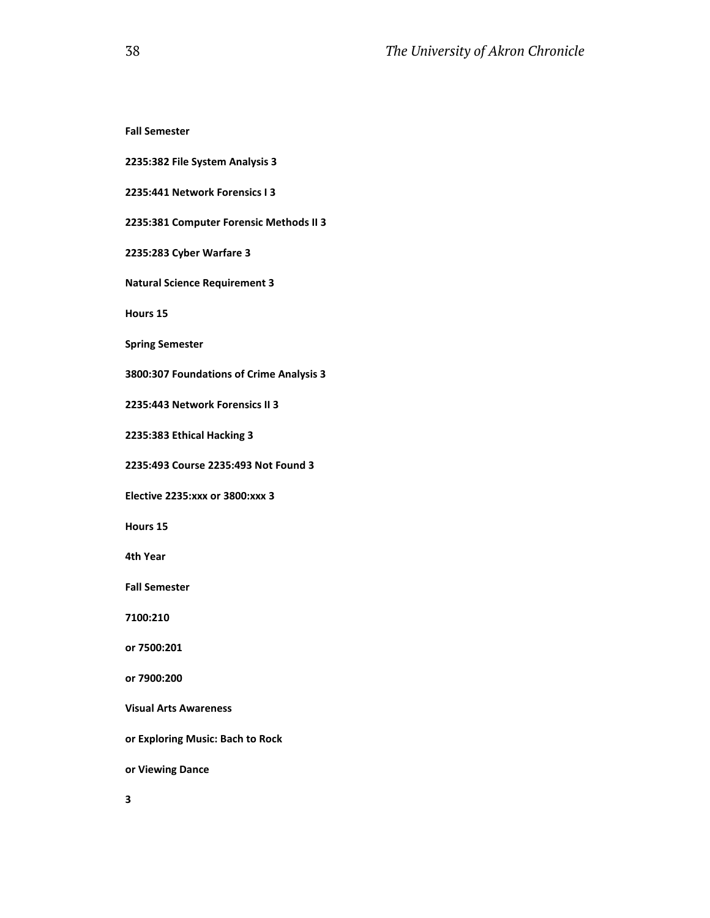**Fall Semester**

**2235:382 File System Analysis 3**

**2235:441 Network Forensics I 3**

**2235:381 Computer Forensic Methods II 3**

**2235:283 Cyber Warfare 3**

**Natural Science Requirement 3**

**Hours 15**

**Spring Semester**

**3800:307 Foundations of Crime Analysis 3**

**2235:443 Network Forensics II 3**

**2235:383 Ethical Hacking 3**

**2235:493 Course 2235:493 Not Found 3**

**Elective 2235:xxx or 3800:xxx 3**

**Hours 15**

**4th Year**

**Fall Semester**

**7100:210**

**or 7500:201**

**or 7900:200**

**Visual Arts Awareness**

**or Exploring Music: Bach to Rock**

**or Viewing Dance**

**3**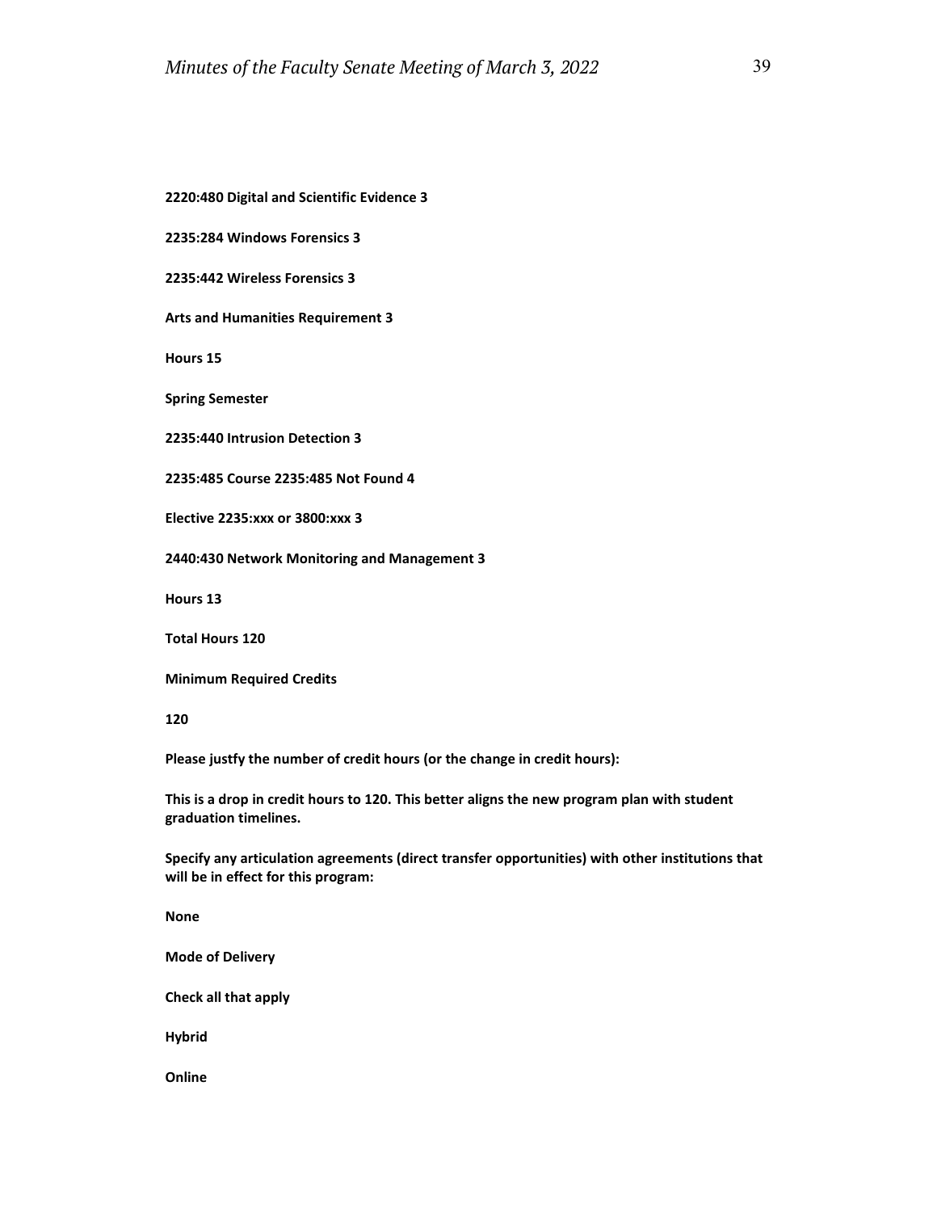**2220:480 Digital and Scientific Evidence 3**

**2235:284 Windows Forensics 3**

**2235:442 Wireless Forensics 3**

**Arts and Humanities Requirement 3**

**Hours 15**

**Spring Semester**

**2235:440 Intrusion Detection 3**

**2235:485 Course 2235:485 Not Found 4**

**Elective 2235:xxx or 3800:xxx 3**

**2440:430 Network Monitoring and Management 3**

**Hours 13**

**Total Hours 120**

**Minimum Required Credits**

**120**

**Please justfy the number of credit hours (or the change in credit hours):**

**This is a drop in credit hours to 120. This better aligns the new program plan with student graduation timelines.**

**Specify any articulation agreements (direct transfer opportunities) with other institutions that will be in effect for this program:**

**None**

**Mode of Delivery**

**Check all that apply**

**Hybrid**

**Online**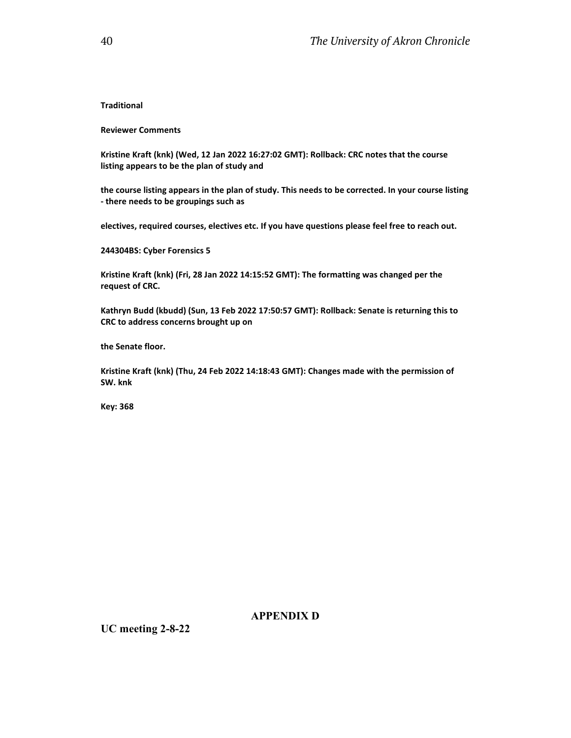**Traditional**

**Reviewer Comments**

**Kristine Kraft (knk) (Wed, 12 Jan 2022 16:27:02 GMT): Rollback: CRC notes that the course listing appears to be the plan of study and**

**the course listing appears in the plan of study. This needs to be corrected. In your course listing - there needs to be groupings such as**

**electives, required courses, electives etc. If you have questions please feel free to reach out.**

**244304BS: Cyber Forensics 5**

**Kristine Kraft (knk) (Fri, 28 Jan 2022 14:15:52 GMT): The formatting was changed per the request of CRC.**

**Kathryn Budd (kbudd) (Sun, 13 Feb 2022 17:50:57 GMT): Rollback: Senate is returning this to CRC to address concerns brought up on**

**the Senate floor.**

**Kristine Kraft (knk) (Thu, 24 Feb 2022 14:18:43 GMT): Changes made with the permission of SW. knk**

**Key: 368**

## APPENDIX D

**UC meeting 2-8-22**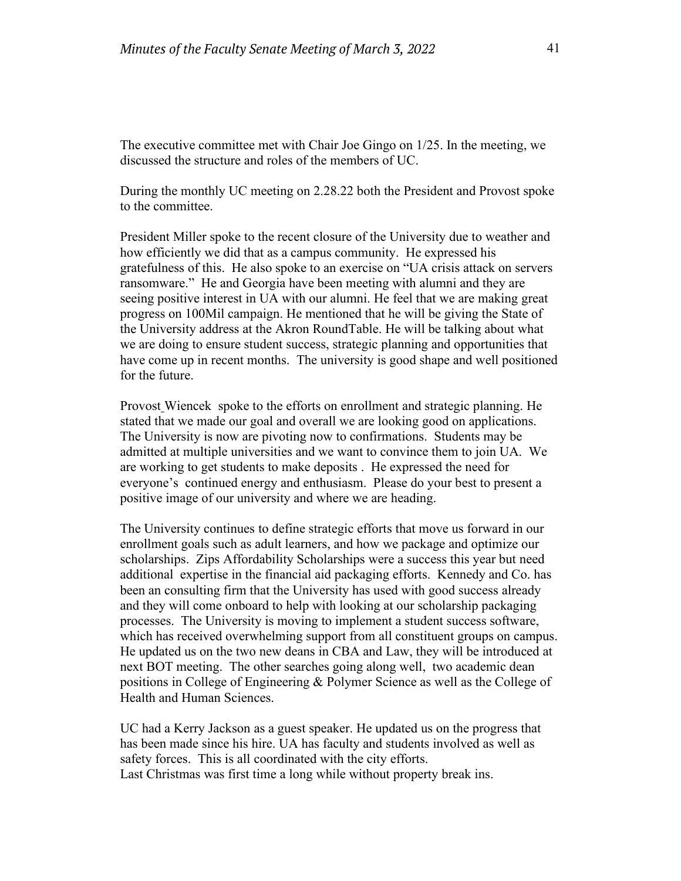The executive committee met with Chair Joe Gingo on 1/25. In the meeting, we discussed the structure and roles of the members of UC.

During the monthly UC meeting on 2.28.22 both the President and Provost spoke to the committee.

President Miller spoke to the recent closure of the University due to weather and how efficiently we did that as a campus community. He expressed his gratefulness of this. He also spoke to an exercise on "UA crisis attack on servers ransomware." He and Georgia have been meeting with alumni and they are seeing positive interest in UA with our alumni. He feel that we are making great progress on 100Mil campaign. He mentioned that he will be giving the State of the University address at the Akron RoundTable. He will be talking about what we are doing to ensure student success, strategic planning and opportunities that have come up in recent months. The university is good shape and well positioned for the future.

Provost Wiencek spoke to the efforts on enrollment and strategic planning. He stated that we made our goal and overall we are looking good on applications. The University is now are pivoting now to confirmations. Students may be admitted at multiple universities and we want to convince them to join UA. We are working to get students to make deposits . He expressed the need for everyone's continued energy and enthusiasm. Please do your best to present a positive image of our university and where we are heading.

The University continues to define strategic efforts that move us forward in our enrollment goals such as adult learners, and how we package and optimize our scholarships. Zips Affordability Scholarships were a success this year but need additional expertise in the financial aid packaging efforts. Kennedy and Co. has been an consulting firm that the University has used with good success already and they will come onboard to help with looking at our scholarship packaging processes. The University is moving to implement a student success software, which has received overwhelming support from all constituent groups on campus. He updated us on the two new deans in CBA and Law, they will be introduced at next BOT meeting. The other searches going along well, two academic dean positions in College of Engineering & Polymer Science as well as the College of Health and Human Sciences.

UC had a Kerry Jackson as a guest speaker. He updated us on the progress that has been made since his hire. UA has faculty and students involved as well as safety forces. This is all coordinated with the city efforts.
Last Christmas was first time a long while without property break ins.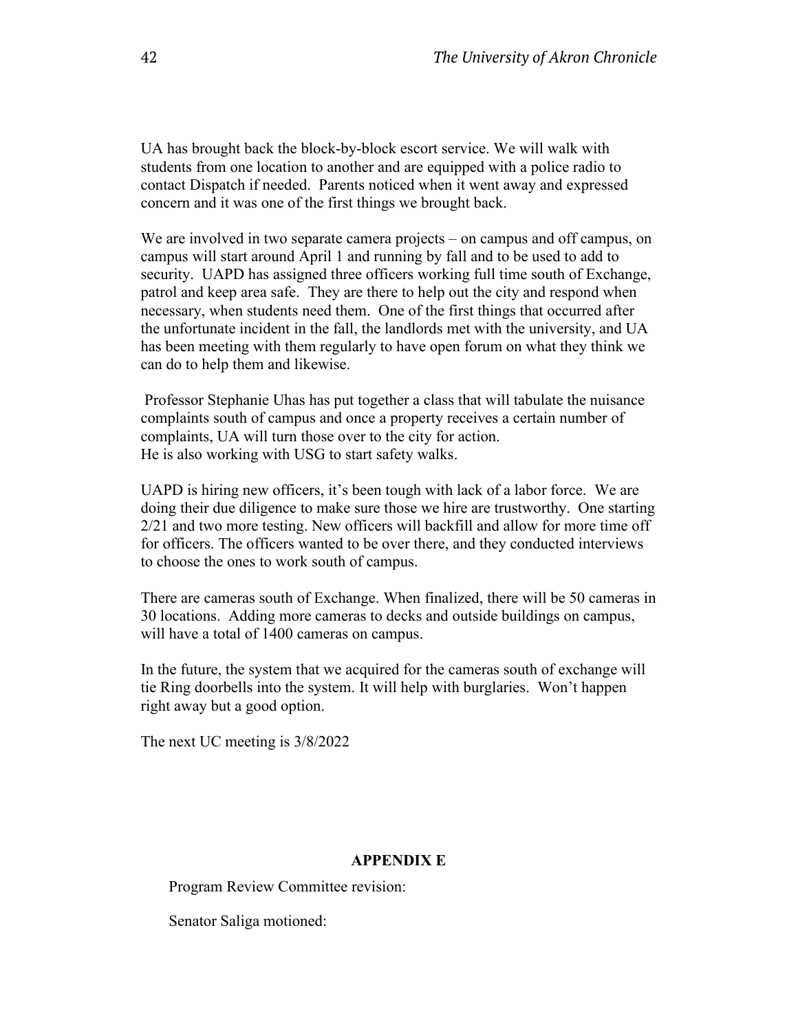UA has brought back the block-by-block escort service. We will walk with students from one location to another and are equipped with a police radio to contact Dispatch if needed. Parents noticed when it went away and expressed concern and it was one of the first things we brought back.

We are involved in two separate camera projects – on campus and off campus, on campus will start around April 1 and running by fall and to be used to add to security. UAPD has assigned three officers working full time south of Exchange, patrol and keep area safe. They are there to help out the city and respond when necessary, when students need them. One of the first things that occurred after the unfortunate incident in the fall, the landlords met with the university, and UA has been meeting with them regularly to have open forum on what they think we can do to help them and likewise.

Professor Stephanie Uhas has put together a class that will tabulate the nuisance complaints south of campus and once a property receives a certain number of complaints, UA will turn those over to the city for action.
He is also working with USG to start safety walks.

UAPD is hiring new officers, it's been tough with lack of a labor force. We are doing their due diligence to make sure those we hire are trustworthy. One starting 2/21 and two more testing. New officers will backfill and allow for more time off for officers. The officers wanted to be over there, and they conducted interviews to choose the ones to work south of campus.

There are cameras south of Exchange. When finalized, there will be 50 cameras in 30 locations. Adding more cameras to decks and outside buildings on campus, will have a total of 1400 cameras on campus.

In the future, the system that we acquired for the cameras south of exchange will tie Ring doorbells into the system. It will help with burglaries. Won't happen right away but a good option.

The next UC meeting is 3/8/2022

## APPENDIX E

Program Review Committee revision:

Senator Saliga motioned: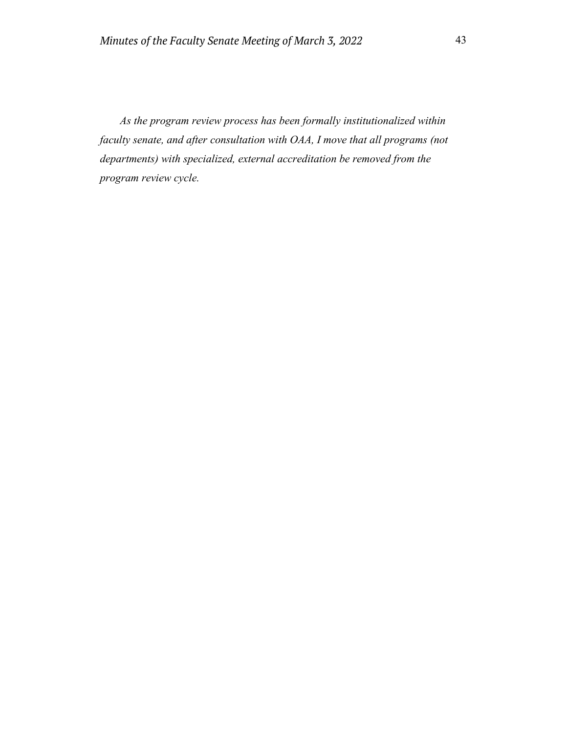*As the program review process has been formally institutionalized within faculty senate, and after consultation with OAA, I move that all programs (not departments) with specialized, external accreditation be removed from the program review cycle.*